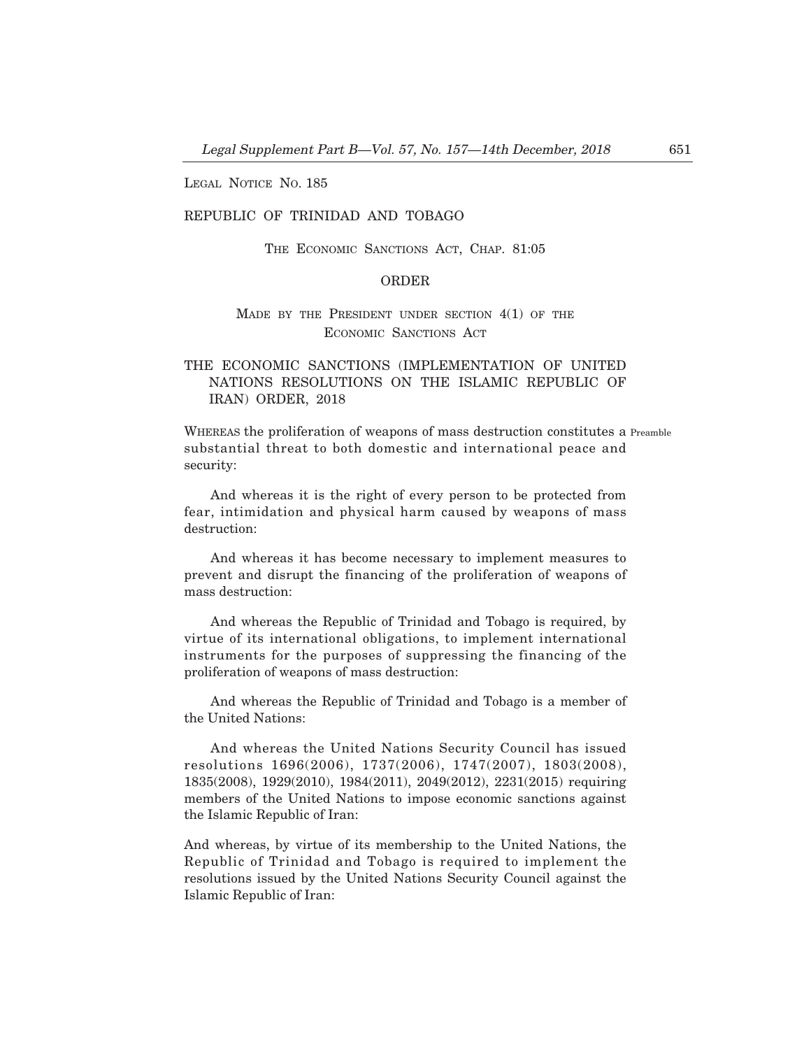LEGAL NOTICE NO. 185

REPUBLIC OF TRINIDAD AND TOBAGO

THE ECONOMIC SANCTIONS ACT, CHAP. 81:05

ORDER

MADE BY THE PRESIDENT UNDER SECTION 4(1) OF THE ECONOMIC SANCTIONS ACT

# THE ECONOMIC SANCTIONS (IMPLEMENTATION OF UNITED NATIONS RESOLUTIONS ON THE ISLAMIC REPUBLIC OF IRAN) ORDER, 2018

Preamble

WHEREAS the proliferation of weapons of mass destruction constitutes a substantial threat to both domestic and international peace and security:

And whereas it is the right of every person to be protected from fear, intimidation and physical harm caused by weapons of mass destruction:

And whereas it has become necessary to implement measures to prevent and disrupt the financing of the proliferation of weapons of mass destruction:

And whereas the Republic of Trinidad and Tobago is required, by virtue of its international obligations, to implement international instruments for the purposes of suppressing the financing of the proliferation of weapons of mass destruction:

And whereas the Republic of Trinidad and Tobago is a member of the United Nations:

And whereas the United Nations Security Council has issued resolutions 1696(2006), 1737(2006), 1747(2007), 1803(2008), 1835(2008), 1929(2010), 1984(2011), 2049(2012), 2231(2015) requiring members of the United Nations to impose economic sanctions against the Islamic Republic of Iran:

And whereas, by virtue of its membership to the United Nations, the Republic of Trinidad and Tobago is required to implement the resolutions issued by the United Nations Security Council against the Islamic Republic of Iran: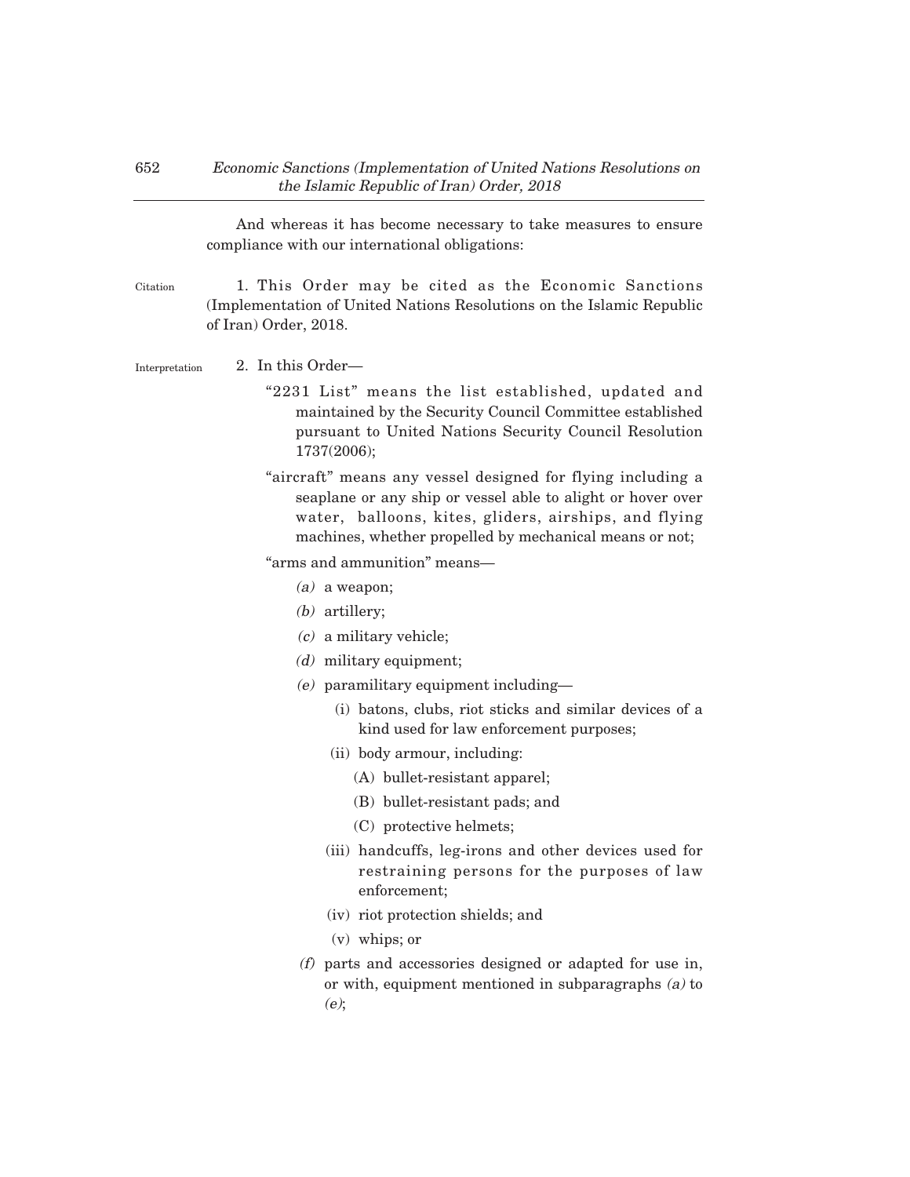And whereas it has become necessary to take measures to ensure compliance with our international obligations:

Citation

1. This Order may be cited as the Economic Sanctions (Implementation of United Nations Resolutions on the Islamic Republic of Iran) Order, 2018.

Interpretation

2. In this Order—

"2231 List" means the list established, updated and maintained by the Security Council Committee established pursuant to United Nations Security Council Resolution 1737(2006);

"aircraft" means any vessel designed for flying including a seaplane or any ship or vessel able to alight or hover over water, balloons, kites, gliders, airships, and flying machines, whether propelled by mechanical means or not;

"arms and ammunition" means—

*(a)* a weapon;

*(b)* artillery;

*(c)* a military vehicle;

*(d)* military equipment;

*(e)* paramilitary equipment including—

(i) batons, clubs, riot sticks and similar devices of a kind used for law enforcement purposes;

(ii) body armour, including:

(A) bullet-resistant apparel;

(B) bullet-resistant pads; and

(C) protective helmets;

(iii) handcuffs, leg-irons and other devices used for restraining persons for the purposes of law enforcement;

(iv) riot protection shields; and

(v) whips; or

*(f)* parts and accessories designed or adapted for use in, or with, equipment mentioned in subparagraphs *(a)* to *(e)*;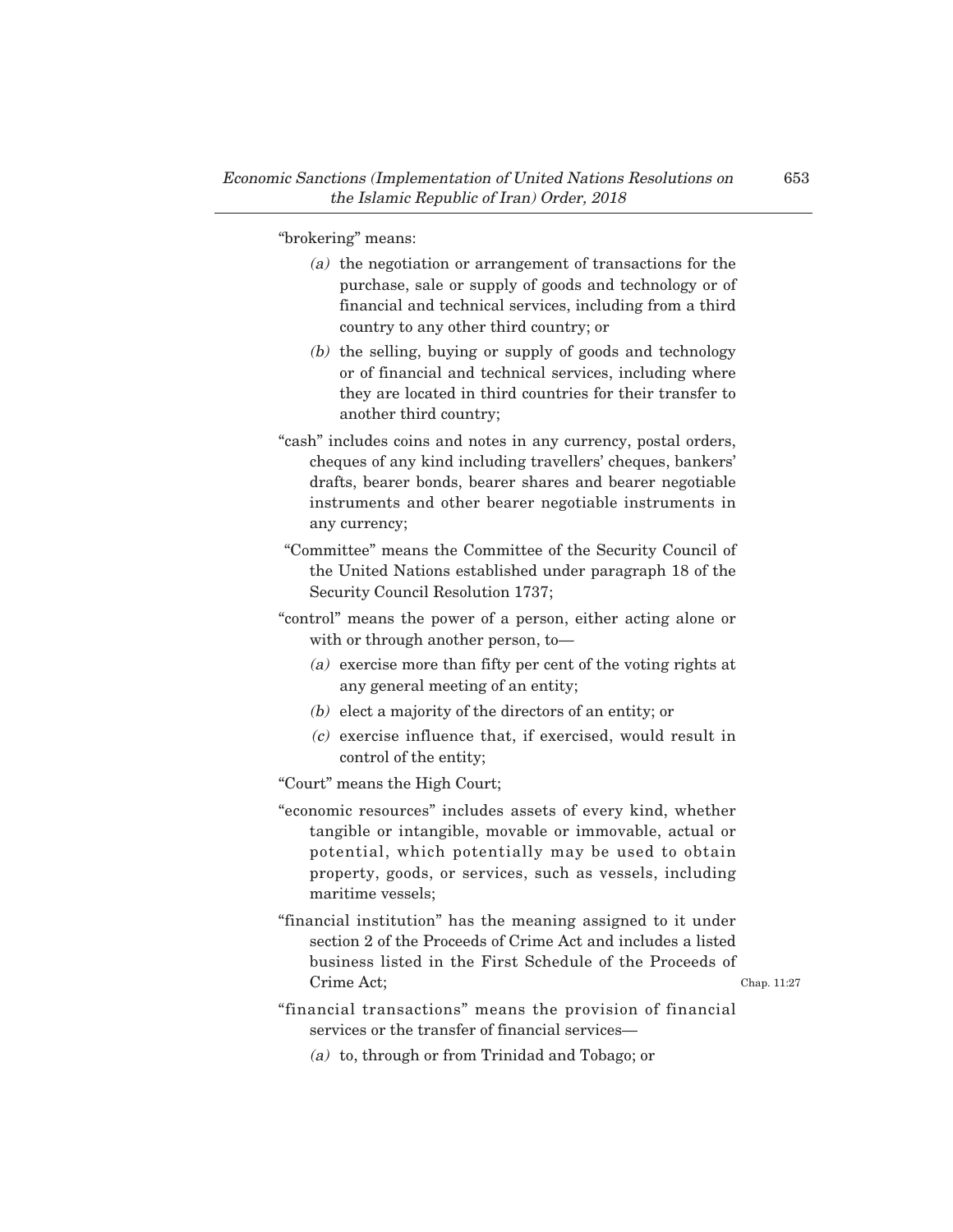"brokering" means:

*(a)* the negotiation or arrangement of transactions for the purchase, sale or supply of goods and technology or of financial and technical services, including from a third country to any other third country; or

*(b)* the selling, buying or supply of goods and technology or of financial and technical services, including where they are located in third countries for their transfer to another third country;

"cash" includes coins and notes in any currency, postal orders, cheques of any kind including travellers' cheques, bankers' drafts, bearer bonds, bearer shares and bearer negotiable instruments and other bearer negotiable instruments in any currency;

"Committee" means the Committee of the Security Council of the United Nations established under paragraph 18 of the Security Council Resolution 1737;

"control" means the power of a person, either acting alone or with or through another person, to—

*(a)* exercise more than fifty per cent of the voting rights at any general meeting of an entity;

*(b)* elect a majority of the directors of an entity; or

*(c)* exercise influence that, if exercised, would result in control of the entity;

"Court" means the High Court;

"economic resources" includes assets of every kind, whether tangible or intangible, movable or immovable, actual or potential, which potentially may be used to obtain property, goods, or services, such as vessels, including maritime vessels;

"financial institution" has the meaning assigned to it under section 2 of the Proceeds of Crime Act and includes a listed business listed in the First Schedule of the Proceeds of Crime Act; Chap. 11:27

"financial transactions" means the provision of financial services or the transfer of financial services—

*(a)* to, through or from Trinidad and Tobago; or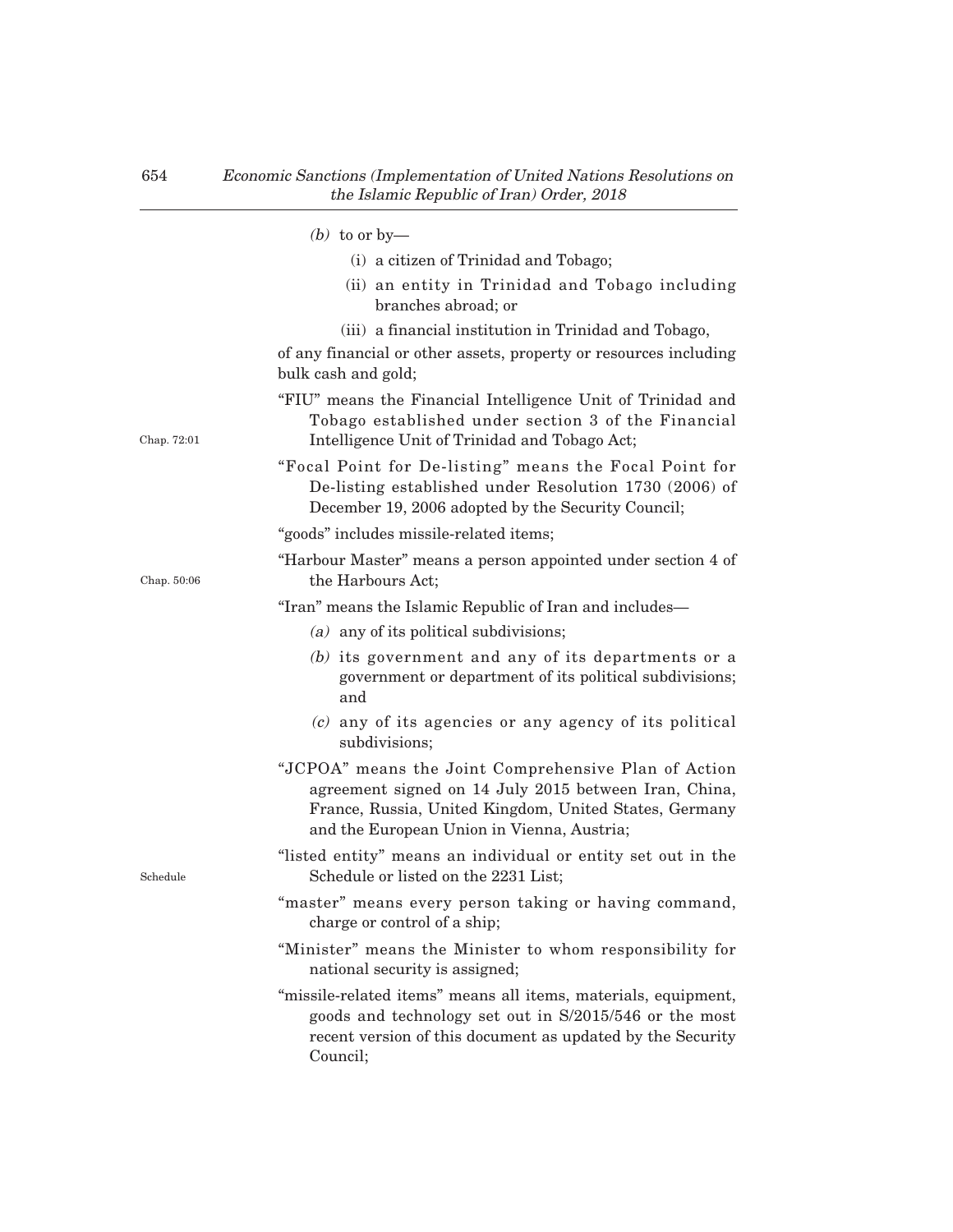*(b)* to or by—

(i) a citizen of Trinidad and Tobago;

(ii) an entity in Trinidad and Tobago including branches abroad; or

(iii) a financial institution in Trinidad and Tobago,

of any financial or other assets, property or resources including bulk cash and gold;

Chap. 72:01

"FIU" means the Financial Intelligence Unit of Trinidad and Tobago established under section 3 of the Financial Intelligence Unit of Trinidad and Tobago Act;

"Focal Point for De-listing" means the Focal Point for De-listing established under Resolution 1730 (2006) of December 19, 2006 adopted by the Security Council;

"goods" includes missile-related items;

Chap. 50:06

"Harbour Master" means a person appointed under section 4 of the Harbours Act;

"Iran" means the Islamic Republic of Iran and includes—

*(a)* any of its political subdivisions;

*(b)* its government and any of its departments or a government or department of its political subdivisions; and

*(c)* any of its agencies or any agency of its political subdivisions;

"JCPOA" means the Joint Comprehensive Plan of Action agreement signed on 14 July 2015 between Iran, China, France, Russia, United Kingdom, United States, Germany and the European Union in Vienna, Austria;

Schedule

"listed entity" means an individual or entity set out in the Schedule or listed on the 2231 List;

"master" means every person taking or having command, charge or control of a ship;

"Minister" means the Minister to whom responsibility for national security is assigned;

"missile-related items" means all items, materials, equipment, goods and technology set out in S/2015/546 or the most recent version of this document as updated by the Security Council;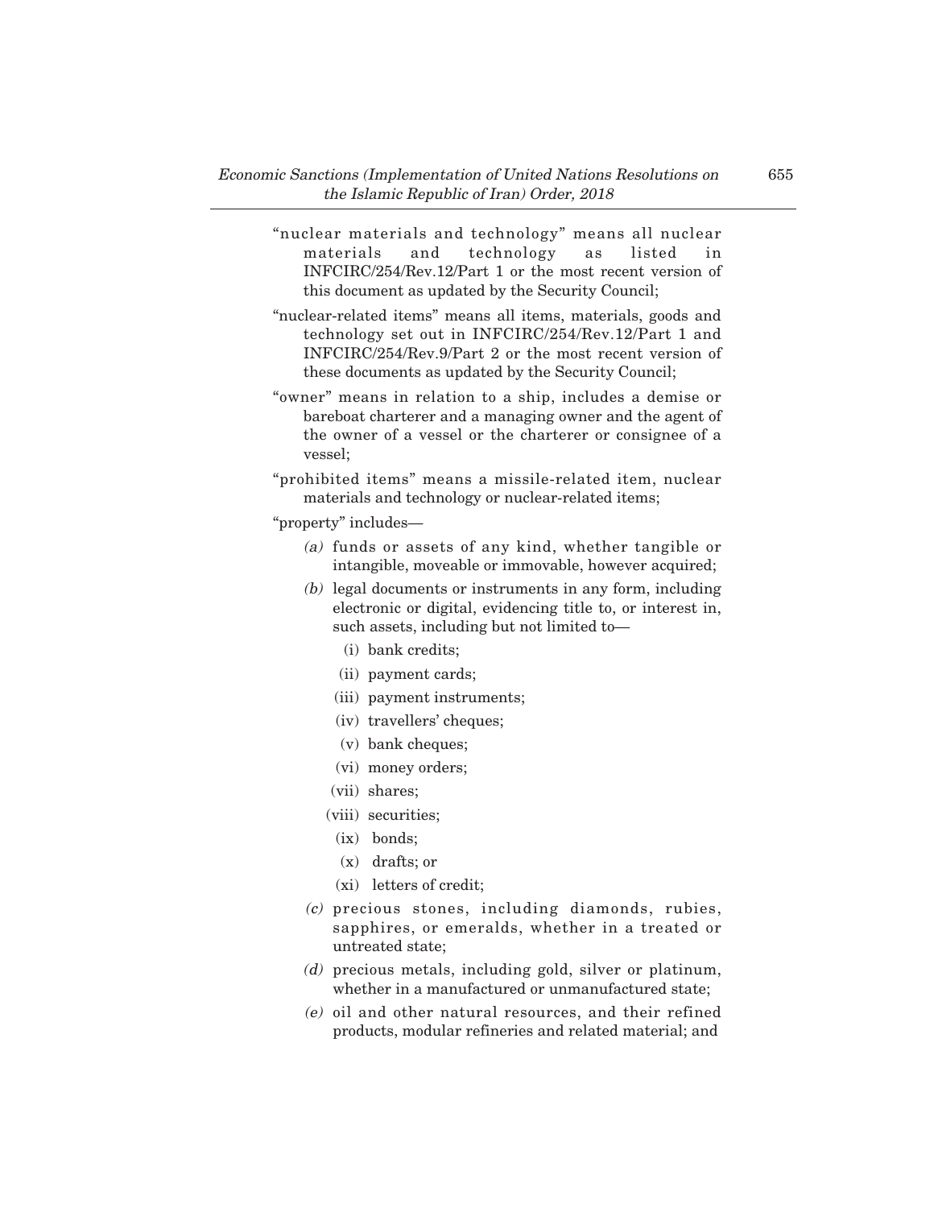"nuclear materials and technology" means all nuclear materials and technology as listed in INFCIRC/254/Rev.12/Part 1 or the most recent version of this document as updated by the Security Council;

"nuclear-related items" means all items, materials, goods and technology set out in INFCIRC/254/Rev.12/Part 1 and INFCIRC/254/Rev.9/Part 2 or the most recent version of these documents as updated by the Security Council;

"owner" means in relation to a ship, includes a demise or bareboat charterer and a managing owner and the agent of the owner of a vessel or the charterer or consignee of a vessel;

"prohibited items" means a missile-related item, nuclear materials and technology or nuclear-related items;

"property" includes—

*(a)* funds or assets of any kind, whether tangible or intangible, moveable or immovable, however acquired;

*(b)* legal documents or instruments in any form, including electronic or digital, evidencing title to, or interest in, such assets, including but not limited to—

(i) bank credits;

(ii) payment cards;

(iii) payment instruments;

(iv) travellers' cheques;

(v) bank cheques;

(vi) money orders;

(vii) shares;

(viii) securities;

(ix) bonds;

(x) drafts; or

(xi) letters of credit;

*(c)* precious stones, including diamonds, rubies, sapphires, or emeralds, whether in a treated or untreated state;

*(d)* precious metals, including gold, silver or platinum, whether in a manufactured or unmanufactured state;

*(e)* oil and other natural resources, and their refined products, modular refineries and related material; and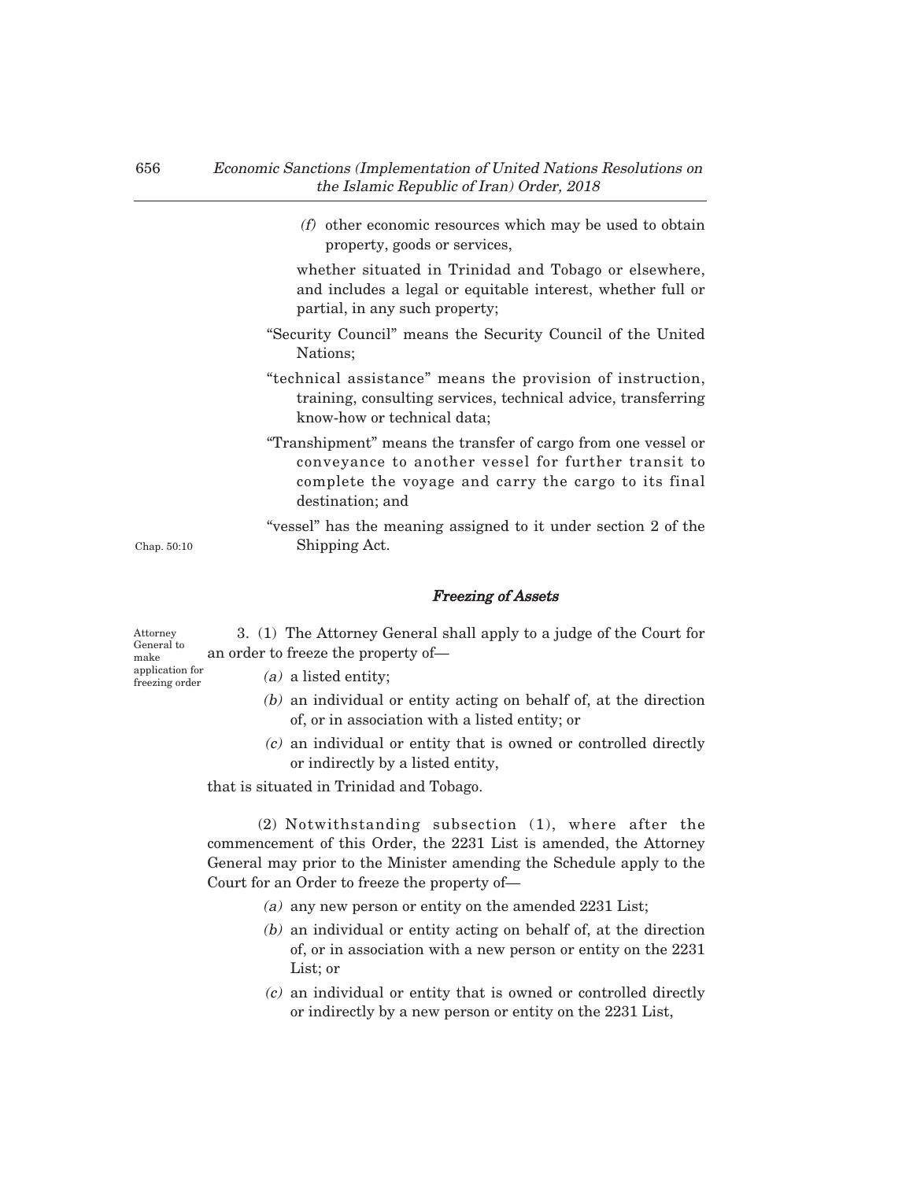*(f)* other economic resources which may be used to obtain property, goods or services,

whether situated in Trinidad and Tobago or elsewhere, and includes a legal or equitable interest, whether full or partial, in any such property;

"Security Council" means the Security Council of the United Nations;

"technical assistance" means the provision of instruction, training, consulting services, technical advice, transferring know-how or technical data;

"Transhipment" means the transfer of cargo from one vessel or conveyance to another vessel for further transit to complete the voyage and carry the cargo to its final destination; and

"vessel" has the meaning assigned to it under section 2 of the Shipping Act.

Chap. 50:10

### *Freezing of Assets*

Attorney General to make application for freezing order

3. (1) The Attorney General shall apply to a judge of the Court for an order to freeze the property of—

*(a)* a listed entity;

*(b)* an individual or entity acting on behalf of, at the direction of, or in association with a listed entity; or

*(c)* an individual or entity that is owned or controlled directly or indirectly by a listed entity,

that is situated in Trinidad and Tobago.

(2) Notwithstanding subsection (1), where after the commencement of this Order, the 2231 List is amended, the Attorney General may prior to the Minister amending the Schedule apply to the Court for an Order to freeze the property of—

*(a)* any new person or entity on the amended 2231 List;

*(b)* an individual or entity acting on behalf of, at the direction of, or in association with a new person or entity on the 2231 List; or

*(c)* an individual or entity that is owned or controlled directly or indirectly by a new person or entity on the 2231 List,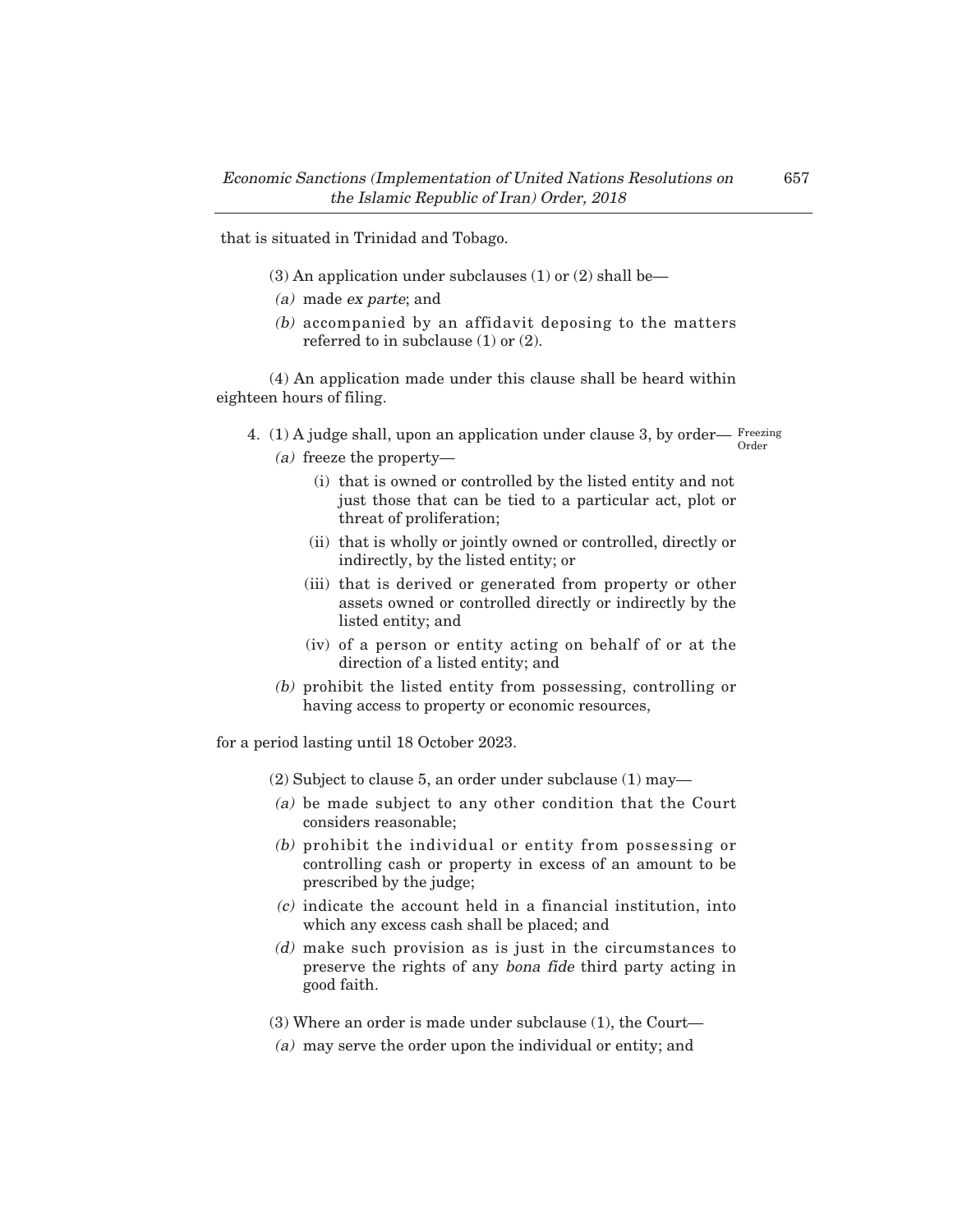that is situated in Trinidad and Tobago.

(3) An application under subclauses (1) or (2) shall be—

*(a)* made *ex parte*; and

*(b)* accompanied by an affidavit deposing to the matters referred to in subclause (1) or (2).

(4) An application made under this clause shall be heard within eighteen hours of filing.

Freezing Order

4. (1) A judge shall, upon an application under clause 3, by order—

*(a)* freeze the property—

(i) that is owned or controlled by the listed entity and not just those that can be tied to a particular act, plot or threat of proliferation;

(ii) that is wholly or jointly owned or controlled, directly or indirectly, by the listed entity; or

(iii) that is derived or generated from property or other assets owned or controlled directly or indirectly by the listed entity; and

(iv) of a person or entity acting on behalf of or at the direction of a listed entity; and

*(b)* prohibit the listed entity from possessing, controlling or having access to property or economic resources,

for a period lasting until 18 October 2023.

(2) Subject to clause 5, an order under subclause (1) may—

*(a)* be made subject to any other condition that the Court considers reasonable;

*(b)* prohibit the individual or entity from possessing or controlling cash or property in excess of an amount to be prescribed by the judge;

*(c)* indicate the account held in a financial institution, into which any excess cash shall be placed; and

*(d)* make such provision as is just in the circumstances to preserve the rights of any *bona fide* third party acting in good faith.

(3) Where an order is made under subclause (1), the Court—

*(a)* may serve the order upon the individual or entity; and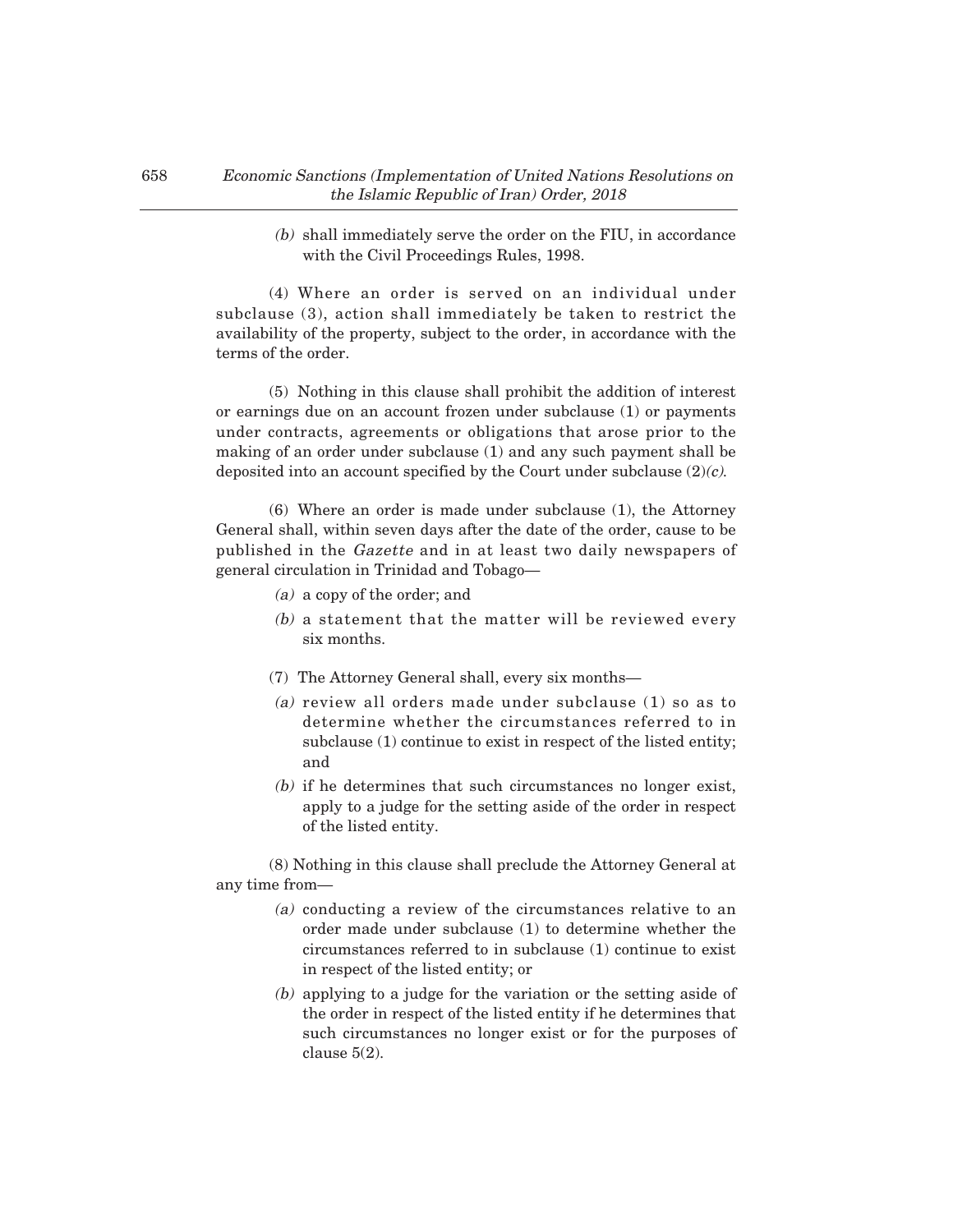*(b)* shall immediately serve the order on the FIU, in accordance with the Civil Proceedings Rules, 1998.

(4) Where an order is served on an individual under subclause (3), action shall immediately be taken to restrict the availability of the property, subject to the order, in accordance with the terms of the order.

(5) Nothing in this clause shall prohibit the addition of interest or earnings due on an account frozen under subclause (1) or payments under contracts, agreements or obligations that arose prior to the making of an order under subclause (1) and any such payment shall be deposited into an account specified by the Court under subclause (2)*(c)*.

(6) Where an order is made under subclause (1), the Attorney General shall, within seven days after the date of the order, cause to be published in the *Gazette* and in at least two daily newspapers of general circulation in Trinidad and Tobago—

*(a)* a copy of the order; and

*(b)* a statement that the matter will be reviewed every six months.

(7) The Attorney General shall, every six months—

*(a)* review all orders made under subclause (1) so as to determine whether the circumstances referred to in subclause (1) continue to exist in respect of the listed entity; and

*(b)* if he determines that such circumstances no longer exist, apply to a judge for the setting aside of the order in respect of the listed entity.

(8) Nothing in this clause shall preclude the Attorney General at any time from—

*(a)* conducting a review of the circumstances relative to an order made under subclause (1) to determine whether the circumstances referred to in subclause (1) continue to exist in respect of the listed entity; or

*(b)* applying to a judge for the variation or the setting aside of the order in respect of the listed entity if he determines that such circumstances no longer exist or for the purposes of clause 5(2).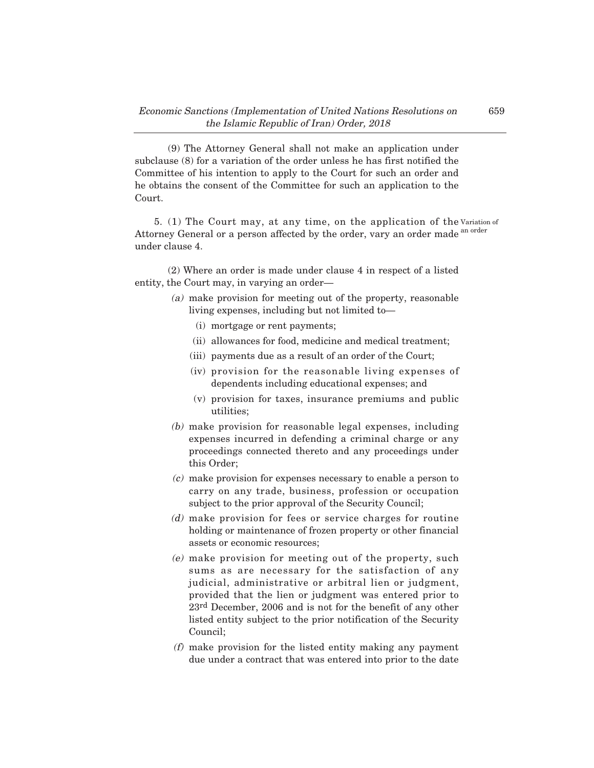(9) The Attorney General shall not make an application under subclause (8) for a variation of the order unless he has first notified the Committee of his intention to apply to the Court for such an order and he obtains the consent of the Committee for such an application to the Court.

Variation of an order

5. (1) The Court may, at any time, on the application of the Attorney General or a person affected by the order, vary an order made under clause 4.

(2) Where an order is made under clause 4 in respect of a listed entity, the Court may, in varying an order—

*(a)* make provision for meeting out of the property, reasonable living expenses, including but not limited to—

(i) mortgage or rent payments;

(ii) allowances for food, medicine and medical treatment;

(iii) payments due as a result of an order of the Court;

(iv) provision for the reasonable living expenses of dependents including educational expenses; and

(v) provision for taxes, insurance premiums and public utilities;

*(b)* make provision for reasonable legal expenses, including expenses incurred in defending a criminal charge or any proceedings connected thereto and any proceedings under this Order;

*(c)* make provision for expenses necessary to enable a person to carry on any trade, business, profession or occupation subject to the prior approval of the Security Council;

*(d)* make provision for fees or service charges for routine holding or maintenance of frozen property or other financial assets or economic resources;

*(e)* make provision for meeting out of the property, such sums as are necessary for the satisfaction of any judicial, administrative or arbitral lien or judgment, provided that the lien or judgment was entered prior to 23rd December, 2006 and is not for the benefit of any other listed entity subject to the prior notification of the Security Council;

*(f)* make provision for the listed entity making any payment due under a contract that was entered into prior to the date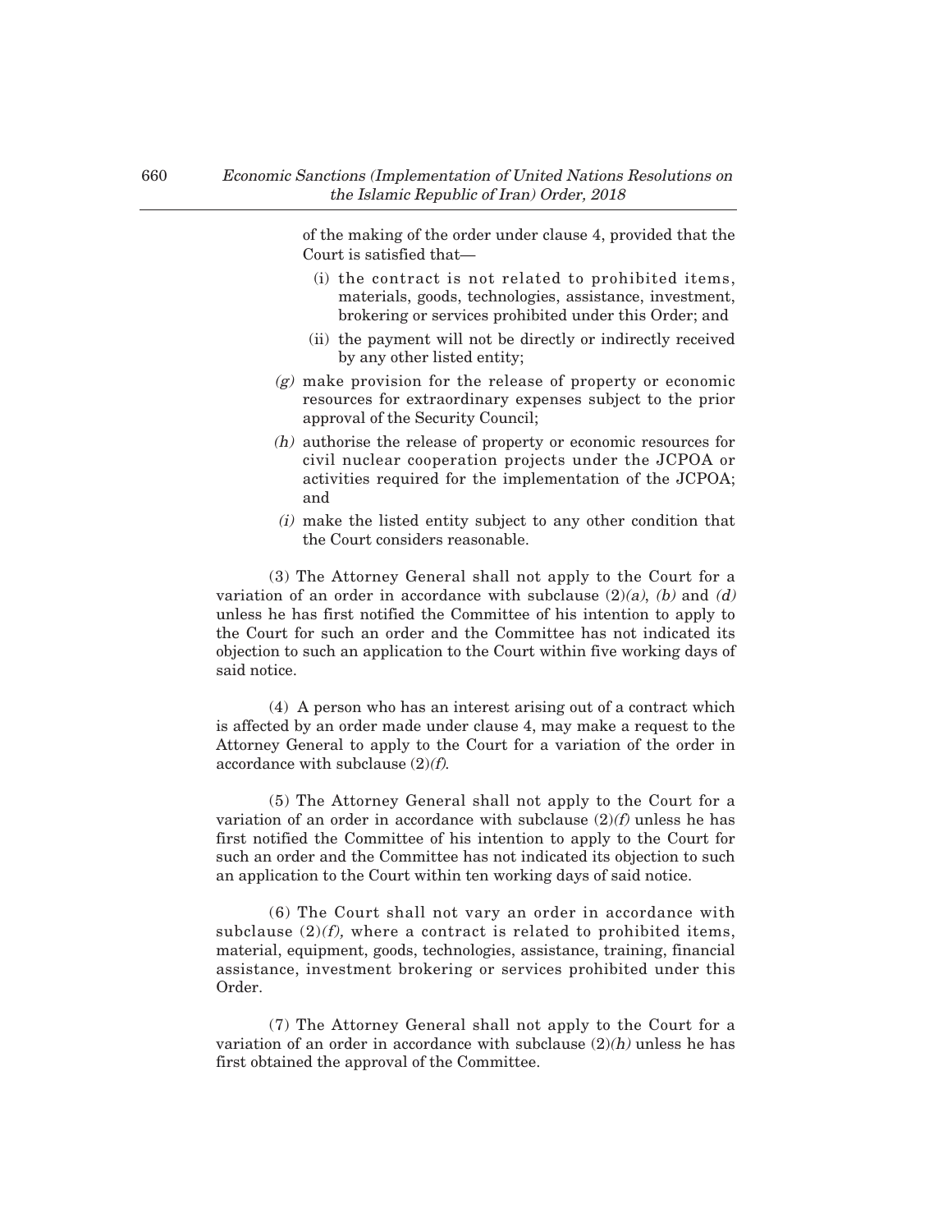of the making of the order under clause 4, provided that the Court is satisfied that—

(i) the contract is not related to prohibited items, materials, goods, technologies, assistance, investment, brokering or services prohibited under this Order; and

(ii) the payment will not be directly or indirectly received by any other listed entity;

*(g)* make provision for the release of property or economic resources for extraordinary expenses subject to the prior approval of the Security Council;

*(h)* authorise the release of property or economic resources for civil nuclear cooperation projects under the JCPOA or activities required for the implementation of the JCPOA; and

*(i)* make the listed entity subject to any other condition that the Court considers reasonable.

(3) The Attorney General shall not apply to the Court for a variation of an order in accordance with subclause (2)*(a)*, *(b)* and *(d)* unless he has first notified the Committee of his intention to apply to the Court for such an order and the Committee has not indicated its objection to such an application to the Court within five working days of said notice.

(4) A person who has an interest arising out of a contract which is affected by an order made under clause 4, may make a request to the Attorney General to apply to the Court for a variation of the order in accordance with subclause (2)*(f)*.

(5) The Attorney General shall not apply to the Court for a variation of an order in accordance with subclause (2)*(f)* unless he has first notified the Committee of his intention to apply to the Court for such an order and the Committee has not indicated its objection to such an application to the Court within ten working days of said notice.

(6) The Court shall not vary an order in accordance with subclause (2)*(f),* where a contract is related to prohibited items, material, equipment, goods, technologies, assistance, training, financial assistance, investment brokering or services prohibited under this Order.

(7) The Attorney General shall not apply to the Court for a variation of an order in accordance with subclause (2)*(h)* unless he has first obtained the approval of the Committee.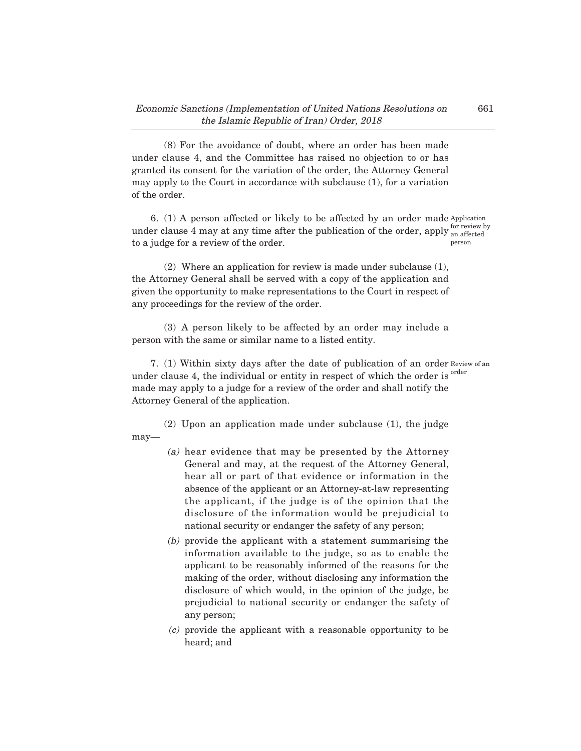(8) For the avoidance of doubt, where an order has been made under clause 4, and the Committee has raised no objection to or has granted its consent for the variation of the order, the Attorney General may apply to the Court in accordance with subclause (1), for a variation of the order.

Application for review by an affected person

6. (1) A person affected or likely to be affected by an order made under clause 4 may at any time after the publication of the order, apply to a judge for a review of the order.

(2) Where an application for review is made under subclause (1), the Attorney General shall be served with a copy of the application and given the opportunity to make representations to the Court in respect of any proceedings for the review of the order.

(3) A person likely to be affected by an order may include a person with the same or similar name to a listed entity.

Review of an order

7. (1) Within sixty days after the date of publication of an order under clause 4, the individual or entity in respect of which the order is made may apply to a judge for a review of the order and shall notify the Attorney General of the application.

(2) Upon an application made under subclause (1), the judge may—

*(a)* hear evidence that may be presented by the Attorney General and may, at the request of the Attorney General, hear all or part of that evidence or information in the absence of the applicant or an Attorney-at-law representing the applicant, if the judge is of the opinion that the disclosure of the information would be prejudicial to national security or endanger the safety of any person;

*(b)* provide the applicant with a statement summarising the information available to the judge, so as to enable the applicant to be reasonably informed of the reasons for the making of the order, without disclosing any information the disclosure of which would, in the opinion of the judge, be prejudicial to national security or endanger the safety of any person;

*(c)* provide the applicant with a reasonable opportunity to be heard; and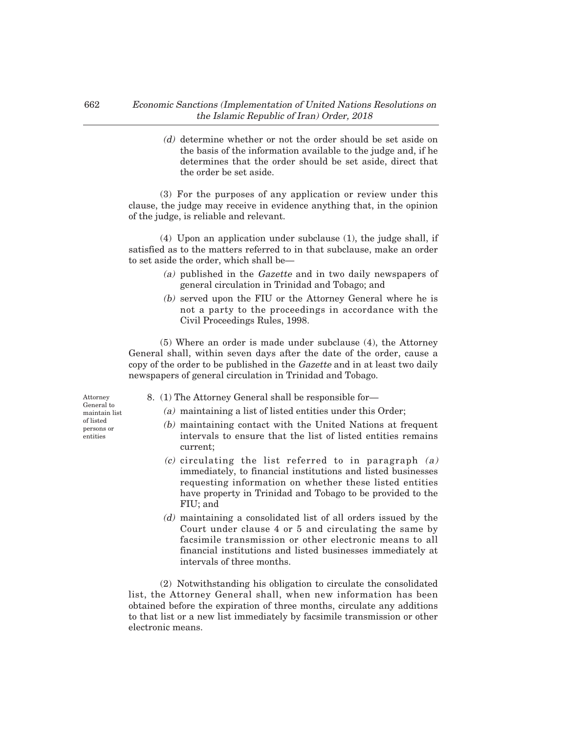(d) determine whether or not the order should be set aside on the basis of the information available to the judge and, if he determines that the order should be set aside, direct that the order be set aside.

(3) For the purposes of any application or review under this clause, the judge may receive in evidence anything that, in the opinion of the judge, is reliable and relevant.

(4) Upon an application under subclause (1), the judge shall, if satisfied as to the matters referred to in that subclause, make an order to set aside the order, which shall be—

(a) published in the *Gazette* and in two daily newspapers of general circulation in Trinidad and Tobago; and

(b) served upon the FIU or the Attorney General where he is not a party to the proceedings in accordance with the Civil Proceedings Rules, 1998.

(5) Where an order is made under subclause (4), the Attorney General shall, within seven days after the date of the order, cause a copy of the order to be published in the *Gazette* and in at least two daily newspapers of general circulation in Trinidad and Tobago.

Attorney General to maintain list of listed persons or entities

8. (1) The Attorney General shall be responsible for—

(a) maintaining a list of listed entities under this Order;

(b) maintaining contact with the United Nations at frequent intervals to ensure that the list of listed entities remains current;

(c) circulating the list referred to in paragraph (a) immediately, to financial institutions and listed businesses requesting information on whether these listed entities have property in Trinidad and Tobago to be provided to the FIU; and

(d) maintaining a consolidated list of all orders issued by the Court under clause 4 or 5 and circulating the same by facsimile transmission or other electronic means to all financial institutions and listed businesses immediately at intervals of three months.

(2) Notwithstanding his obligation to circulate the consolidated list, the Attorney General shall, when new information has been obtained before the expiration of three months, circulate any additions to that list or a new list immediately by facsimile transmission or other electronic means.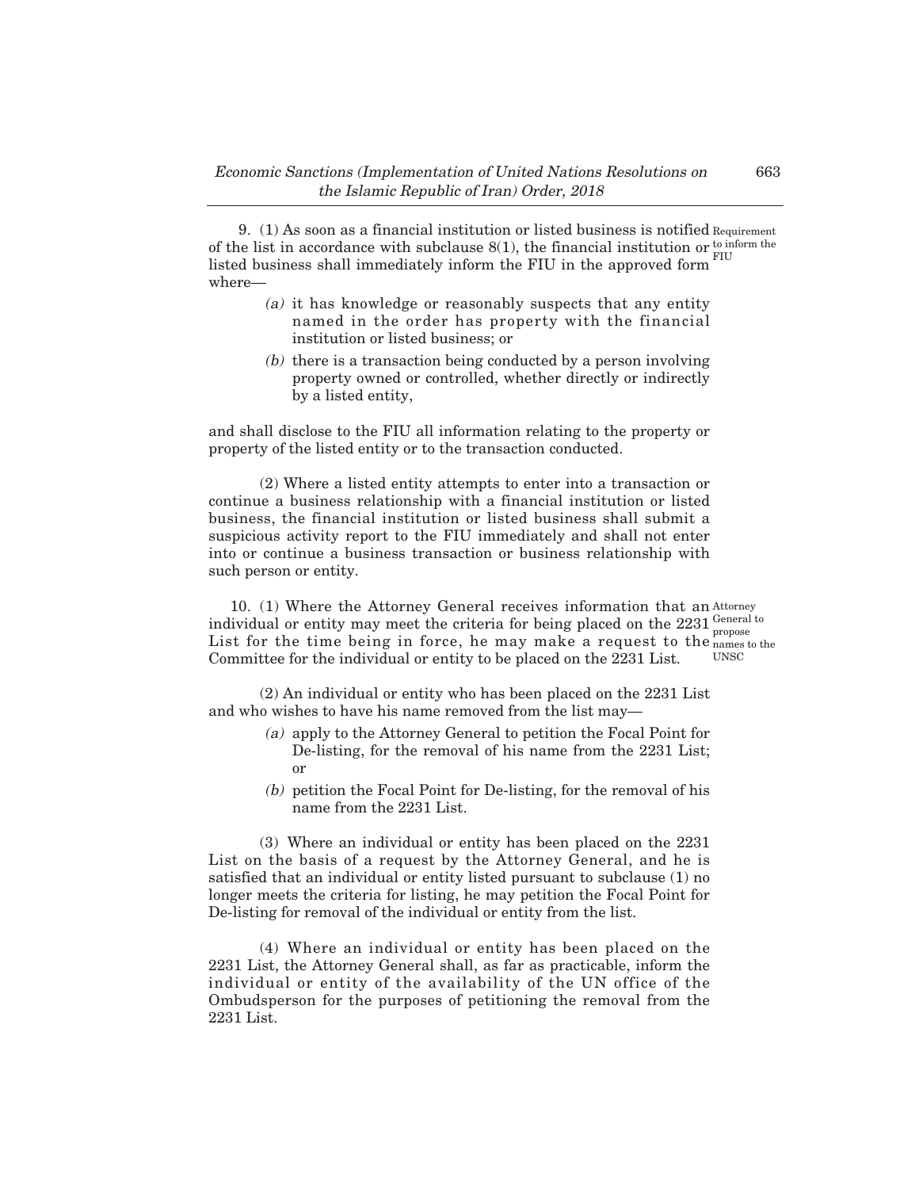9. (1) As soon as a financial institution or listed business is notified of the list in accordance with subclause 8(1), the financial institution or listed business shall immediately inform the FIU in the approved form where—

Requirement to inform the FIU

*(a)* it has knowledge or reasonably suspects that any entity named in the order has property with the financial institution or listed business; or

*(b)* there is a transaction being conducted by a person involving property owned or controlled, whether directly or indirectly by a listed entity,

and shall disclose to the FIU all information relating to the property or property of the listed entity or to the transaction conducted.

(2) Where a listed entity attempts to enter into a transaction or continue a business relationship with a financial institution or listed business, the financial institution or listed business shall submit a suspicious activity report to the FIU immediately and shall not enter into or continue a business transaction or business relationship with such person or entity.

10. (1) Where the Attorney General receives information that an individual or entity may meet the criteria for being placed on the 2231 List for the time being in force, he may make a request to the Committee for the individual or entity to be placed on the 2231 List.

Attorney General to propose names to the UNSC

(2) An individual or entity who has been placed on the 2231 List and who wishes to have his name removed from the list may—

*(a)* apply to the Attorney General to petition the Focal Point for De-listing, for the removal of his name from the 2231 List; or

*(b)* petition the Focal Point for De-listing, for the removal of his name from the 2231 List.

(3) Where an individual or entity has been placed on the 2231 List on the basis of a request by the Attorney General, and he is satisfied that an individual or entity listed pursuant to subclause (1) no longer meets the criteria for listing, he may petition the Focal Point for De-listing for removal of the individual or entity from the list.

(4) Where an individual or entity has been placed on the 2231 List, the Attorney General shall, as far as practicable, inform the individual or entity of the availability of the UN office of the Ombudsperson for the purposes of petitioning the removal from the 2231 List.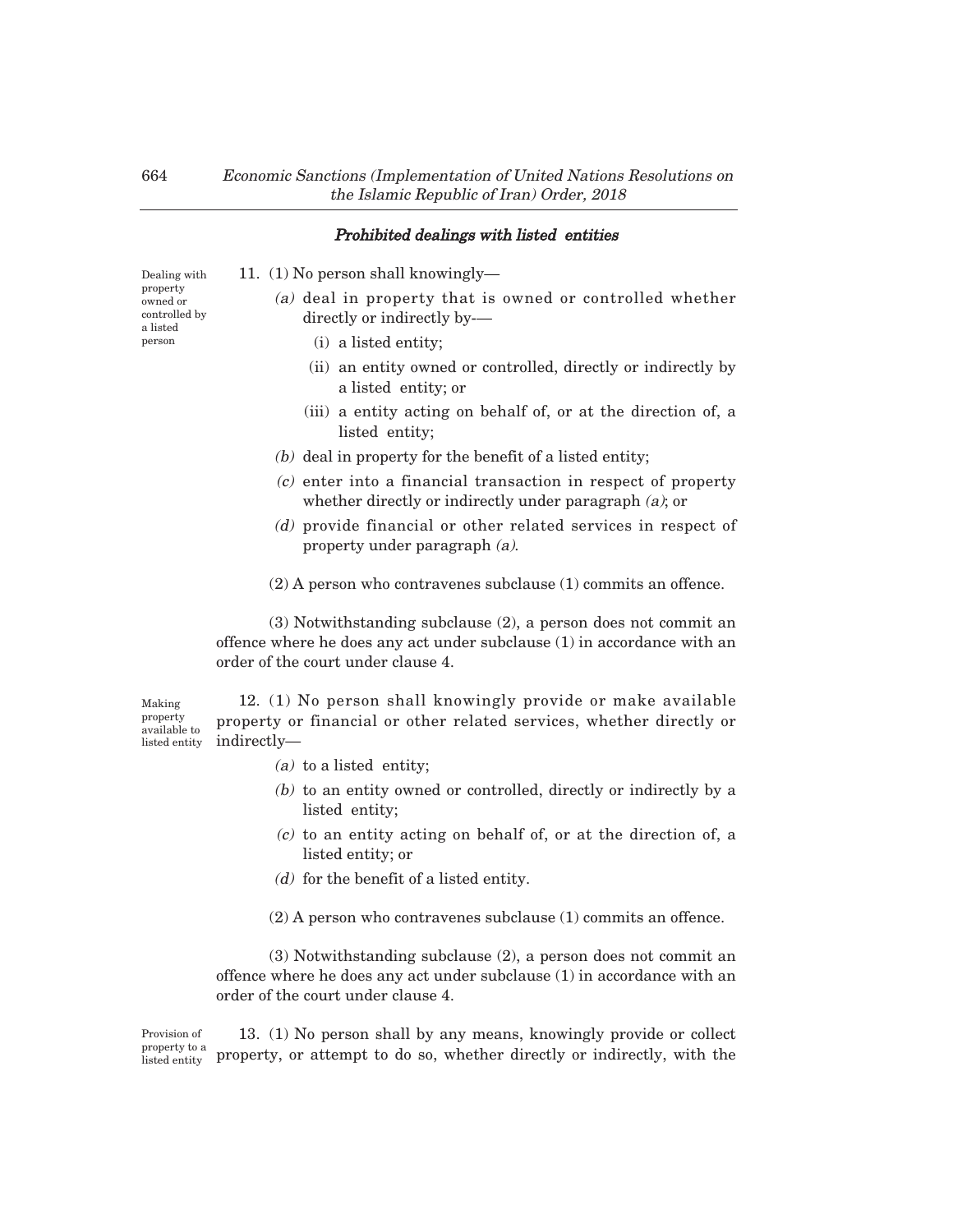## *Prohibited dealings with listed entities*

Dealing with property owned or controlled by a listed person

11. (1) No person shall knowingly—

*(a)* deal in property that is owned or controlled whether directly or indirectly by-—

(i) a listed entity;

(ii) an entity owned or controlled, directly or indirectly by a listed entity; or

(iii) a entity acting on behalf of, or at the direction of, a listed entity;

*(b)* deal in property for the benefit of a listed entity;

*(c)* enter into a financial transaction in respect of property whether directly or indirectly under paragraph *(a)*; or

*(d)* provide financial or other related services in respect of property under paragraph *(a)*.

(2) A person who contravenes subclause (1) commits an offence.

(3) Notwithstanding subclause (2), a person does not commit an offence where he does any act under subclause (1) in accordance with an order of the court under clause 4.

Making property available to listed entity

12. (1) No person shall knowingly provide or make available property or financial or other related services, whether directly or indirectly—

*(a)* to a listed entity;

*(b)* to an entity owned or controlled, directly or indirectly by a listed entity;

*(c)* to an entity acting on behalf of, or at the direction of, a listed entity; or

*(d)* for the benefit of a listed entity.

(2) A person who contravenes subclause (1) commits an offence.

(3) Notwithstanding subclause (2), a person does not commit an offence where he does any act under subclause (1) in accordance with an order of the court under clause 4.

Provision of property to a listed entity

13. (1) No person shall by any means, knowingly provide or collect property, or attempt to do so, whether directly or indirectly, with the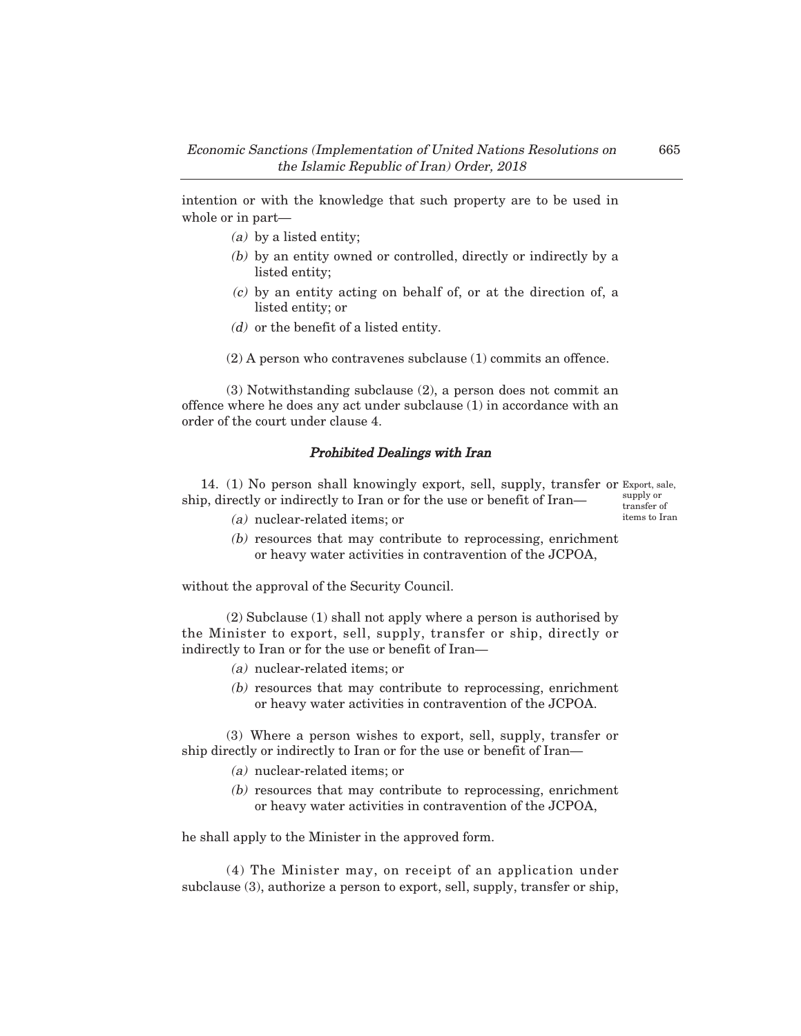intention or with the knowledge that such property are to be used in whole or in part—

*(a)* by a listed entity;

*(b)* by an entity owned or controlled, directly or indirectly by a listed entity;

*(c)* by an entity acting on behalf of, or at the direction of, a listed entity; or

*(d)* or the benefit of a listed entity.

(2) A person who contravenes subclause (1) commits an offence.

(3) Notwithstanding subclause (2), a person does not commit an offence where he does any act under subclause (1) in accordance with an order of the court under clause 4.

### *Prohibited Dealings with Iran*

Export, sale, supply or transfer of items to Iran

14. (1) No person shall knowingly export, sell, supply, transfer or ship, directly or indirectly to Iran or for the use or benefit of Iran—

*(a)* nuclear-related items; or

*(b)* resources that may contribute to reprocessing, enrichment or heavy water activities in contravention of the JCPOA,

without the approval of the Security Council.

(2) Subclause (1) shall not apply where a person is authorised by the Minister to export, sell, supply, transfer or ship, directly or indirectly to Iran or for the use or benefit of Iran—

*(a)* nuclear-related items; or

*(b)* resources that may contribute to reprocessing, enrichment or heavy water activities in contravention of the JCPOA.

(3) Where a person wishes to export, sell, supply, transfer or ship directly or indirectly to Iran or for the use or benefit of Iran—

*(a)* nuclear-related items; or

*(b)* resources that may contribute to reprocessing, enrichment or heavy water activities in contravention of the JCPOA,

he shall apply to the Minister in the approved form.

(4) The Minister may, on receipt of an application under subclause (3), authorize a person to export, sell, supply, transfer or ship,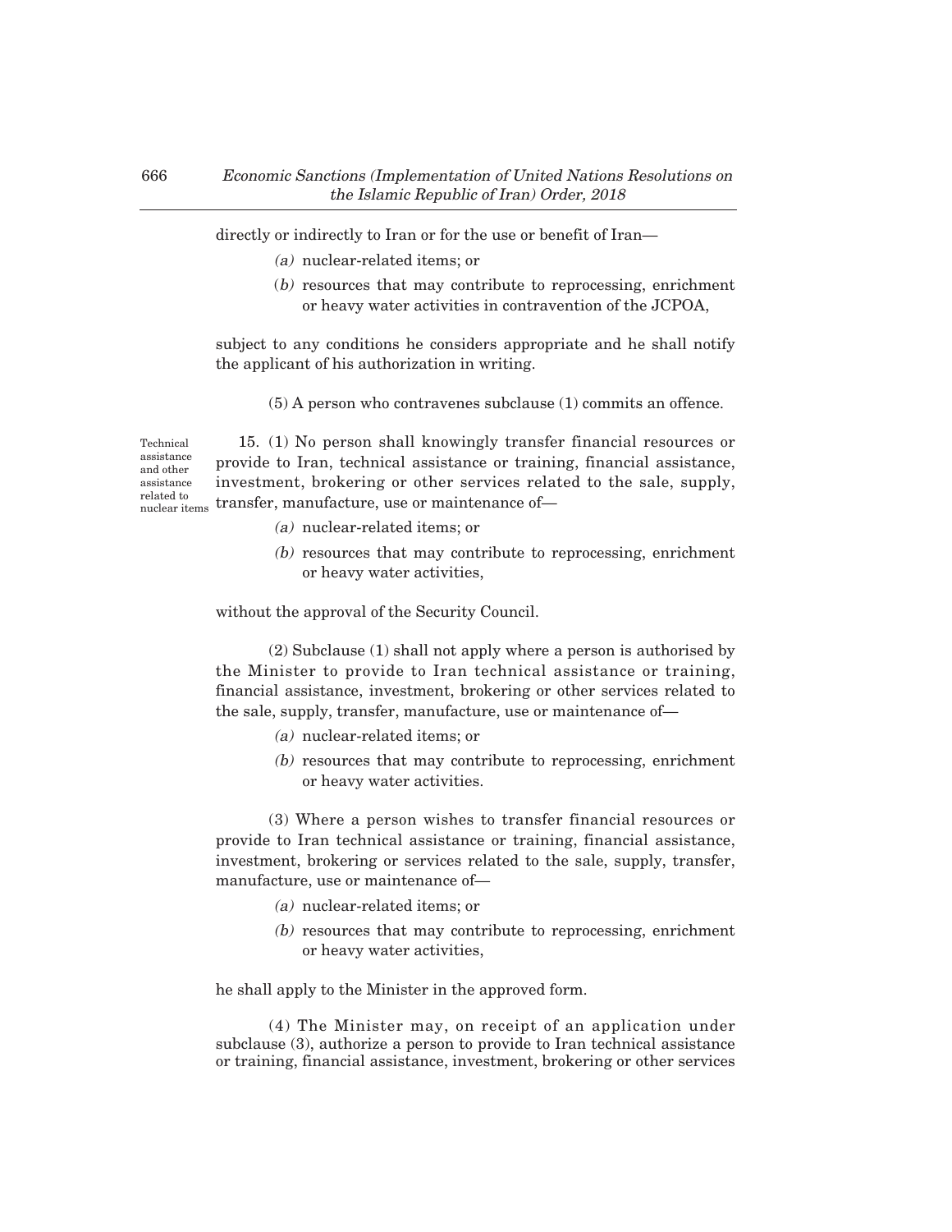directly or indirectly to Iran or for the use or benefit of Iran—

*(a)* nuclear-related items; or

*(b)* resources that may contribute to reprocessing, enrichment or heavy water activities in contravention of the JCPOA,

subject to any conditions he considers appropriate and he shall notify the applicant of his authorization in writing.

(5) A person who contravenes subclause (1) commits an offence.

Technical assistance and other assistance related to nuclear items

15. (1) No person shall knowingly transfer financial resources or provide to Iran, technical assistance or training, financial assistance, investment, brokering or other services related to the sale, supply, transfer, manufacture, use or maintenance of—

*(a)* nuclear-related items; or

*(b)* resources that may contribute to reprocessing, enrichment or heavy water activities,

without the approval of the Security Council.

(2) Subclause (1) shall not apply where a person is authorised by the Minister to provide to Iran technical assistance or training, financial assistance, investment, brokering or other services related to the sale, supply, transfer, manufacture, use or maintenance of—

*(a)* nuclear-related items; or

*(b)* resources that may contribute to reprocessing, enrichment or heavy water activities.

(3) Where a person wishes to transfer financial resources or provide to Iran technical assistance or training, financial assistance, investment, brokering or services related to the sale, supply, transfer, manufacture, use or maintenance of—

*(a)* nuclear-related items; or

*(b)* resources that may contribute to reprocessing, enrichment or heavy water activities,

he shall apply to the Minister in the approved form.

(4) The Minister may, on receipt of an application under subclause (3), authorize a person to provide to Iran technical assistance or training, financial assistance, investment, brokering or other services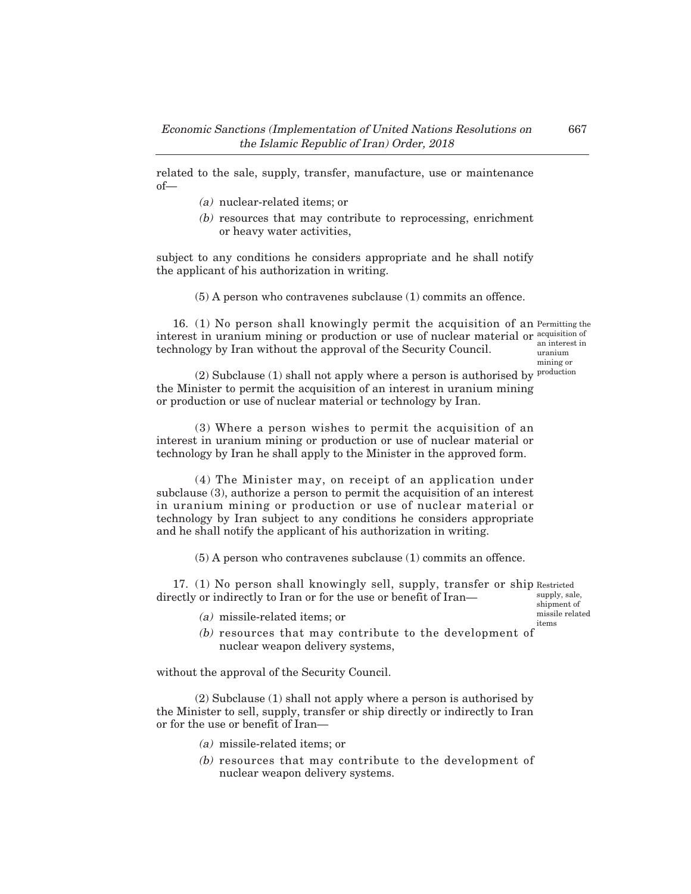related to the sale, supply, transfer, manufacture, use or maintenance of—

*(a)* nuclear-related items; or

*(b)* resources that may contribute to reprocessing, enrichment or heavy water activities,

subject to any conditions he considers appropriate and he shall notify the applicant of his authorization in writing.

(5) A person who contravenes subclause (1) commits an offence.

*Permitting the acquisition of an interest in uranium mining or production*

16. (1) No person shall knowingly permit the acquisition of an interest in uranium mining or production or use of nuclear material or technology by Iran without the approval of the Security Council.

(2) Subclause (1) shall not apply where a person is authorised by the Minister to permit the acquisition of an interest in uranium mining or production or use of nuclear material or technology by Iran.

(3) Where a person wishes to permit the acquisition of an interest in uranium mining or production or use of nuclear material or technology by Iran he shall apply to the Minister in the approved form.

(4) The Minister may, on receipt of an application under subclause (3), authorize a person to permit the acquisition of an interest in uranium mining or production or use of nuclear material or technology by Iran subject to any conditions he considers appropriate and he shall notify the applicant of his authorization in writing.

(5) A person who contravenes subclause (1) commits an offence.

*Restricted supply, sale, shipment of missile related items*

17. (1) No person shall knowingly sell, supply, transfer or ship directly or indirectly to Iran or for the use or benefit of Iran—

*(a)* missile-related items; or

*(b)* resources that may contribute to the development of nuclear weapon delivery systems,

without the approval of the Security Council.

(2) Subclause (1) shall not apply where a person is authorised by the Minister to sell, supply, transfer or ship directly or indirectly to Iran or for the use or benefit of Iran—

*(a)* missile-related items; or

*(b)* resources that may contribute to the development of nuclear weapon delivery systems.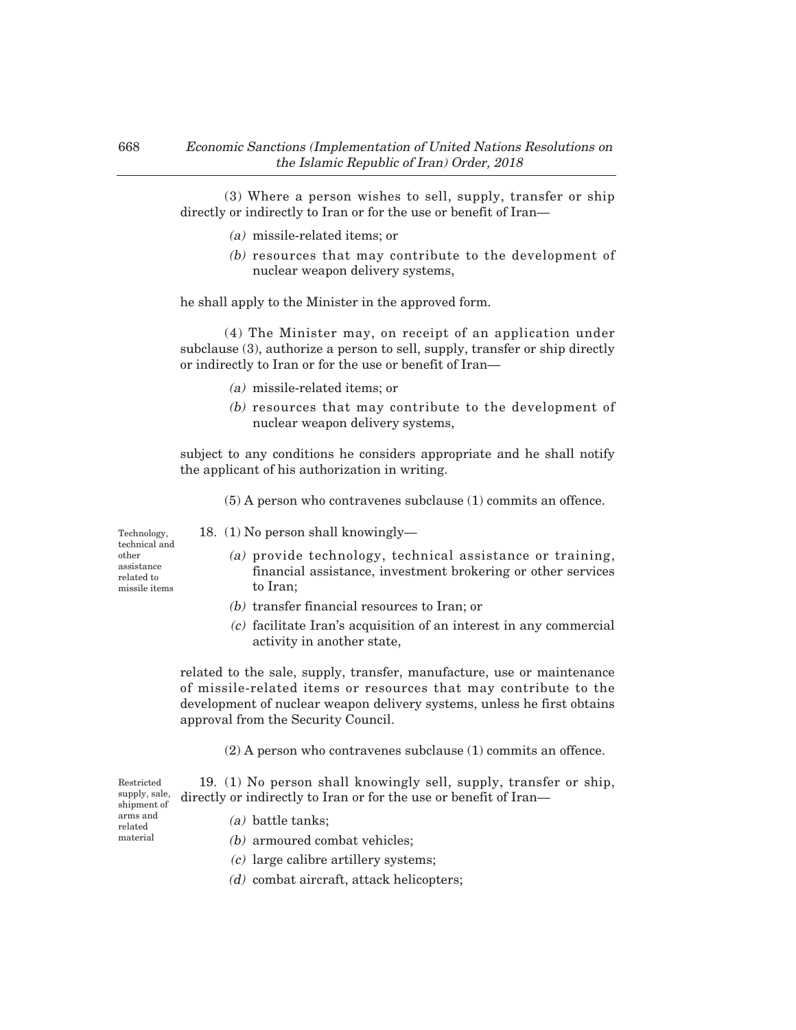(3) Where a person wishes to sell, supply, transfer or ship directly or indirectly to Iran or for the use or benefit of Iran—

*(a)* missile-related items; or

*(b)* resources that may contribute to the development of nuclear weapon delivery systems,

he shall apply to the Minister in the approved form.

(4) The Minister may, on receipt of an application under subclause (3), authorize a person to sell, supply, transfer or ship directly or indirectly to Iran or for the use or benefit of Iran—

*(a)* missile-related items; or

*(b)* resources that may contribute to the development of nuclear weapon delivery systems,

subject to any conditions he considers appropriate and he shall notify the applicant of his authorization in writing.

(5) A person who contravenes subclause (1) commits an offence.

Technology, technical and other assistance related to missile items

18. (1) No person shall knowingly—

*(a)* provide technology, technical assistance or training, financial assistance, investment brokering or other services to Iran;

*(b)* transfer financial resources to Iran; or

*(c)* facilitate Iran's acquisition of an interest in any commercial activity in another state,

related to the sale, supply, transfer, manufacture, use or maintenance of missile-related items or resources that may contribute to the development of nuclear weapon delivery systems, unless he first obtains approval from the Security Council.

(2) A person who contravenes subclause (1) commits an offence.

Restricted supply, sale, shipment of arms and related material

19. (1) No person shall knowingly sell, supply, transfer or ship, directly or indirectly to Iran or for the use or benefit of Iran—

*(a)* battle tanks;

*(b)* armoured combat vehicles;

*(c)* large calibre artillery systems;

*(d)* combat aircraft, attack helicopters;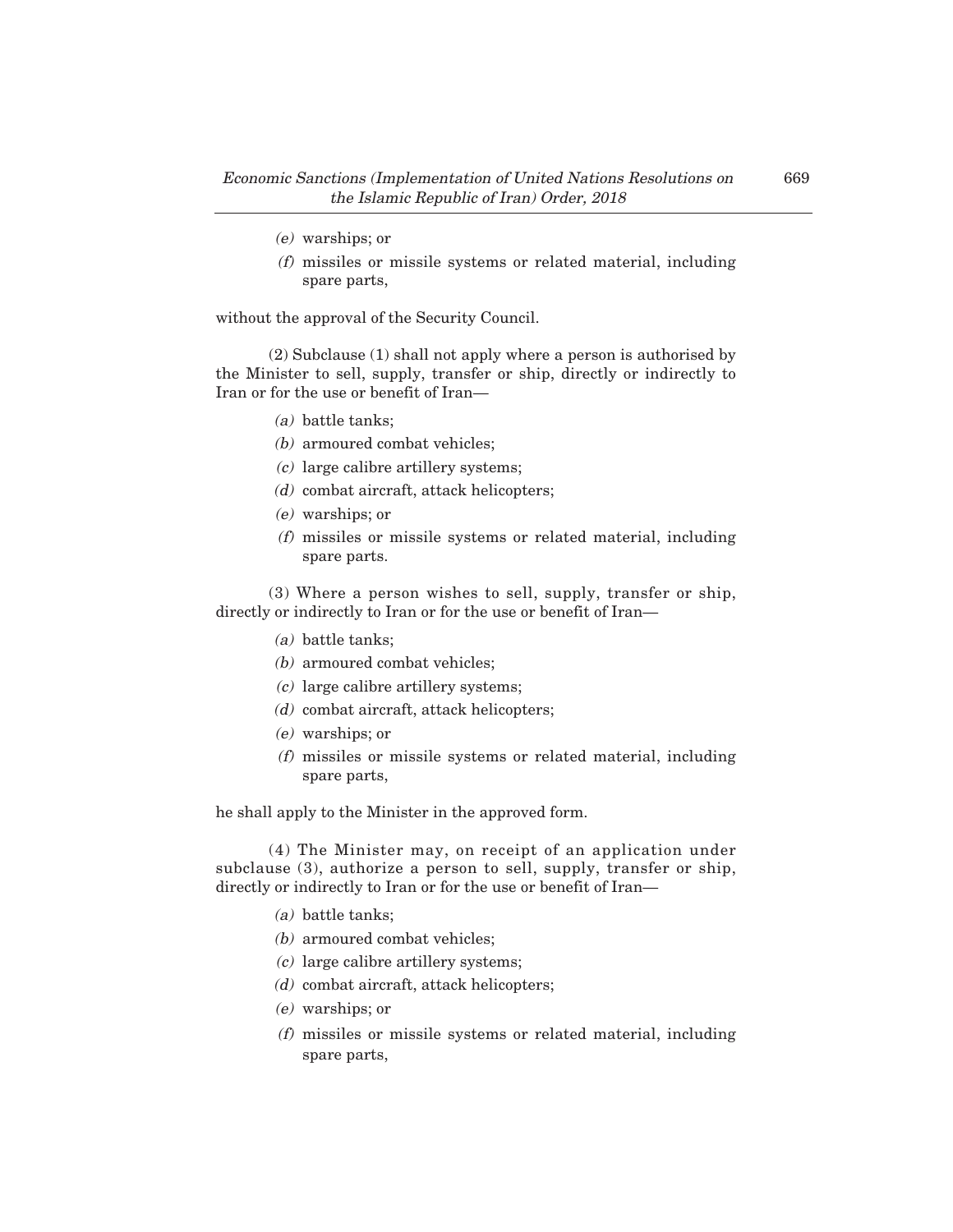*(e)* warships; or

*(f)* missiles or missile systems or related material, including spare parts,

without the approval of the Security Council.

(2) Subclause (1) shall not apply where a person is authorised by the Minister to sell, supply, transfer or ship, directly or indirectly to Iran or for the use or benefit of Iran—

*(a)* battle tanks;

*(b)* armoured combat vehicles;

*(c)* large calibre artillery systems;

*(d)* combat aircraft, attack helicopters;

*(e)* warships; or

*(f)* missiles or missile systems or related material, including spare parts.

(3) Where a person wishes to sell, supply, transfer or ship, directly or indirectly to Iran or for the use or benefit of Iran—

*(a)* battle tanks;

*(b)* armoured combat vehicles;

*(c)* large calibre artillery systems;

*(d)* combat aircraft, attack helicopters;

*(e)* warships; or

*(f)* missiles or missile systems or related material, including spare parts,

he shall apply to the Minister in the approved form.

(4) The Minister may, on receipt of an application under subclause (3), authorize a person to sell, supply, transfer or ship, directly or indirectly to Iran or for the use or benefit of Iran—

*(a)* battle tanks;

*(b)* armoured combat vehicles;

*(c)* large calibre artillery systems;

*(d)* combat aircraft, attack helicopters;

*(e)* warships; or

*(f)* missiles or missile systems or related material, including spare parts,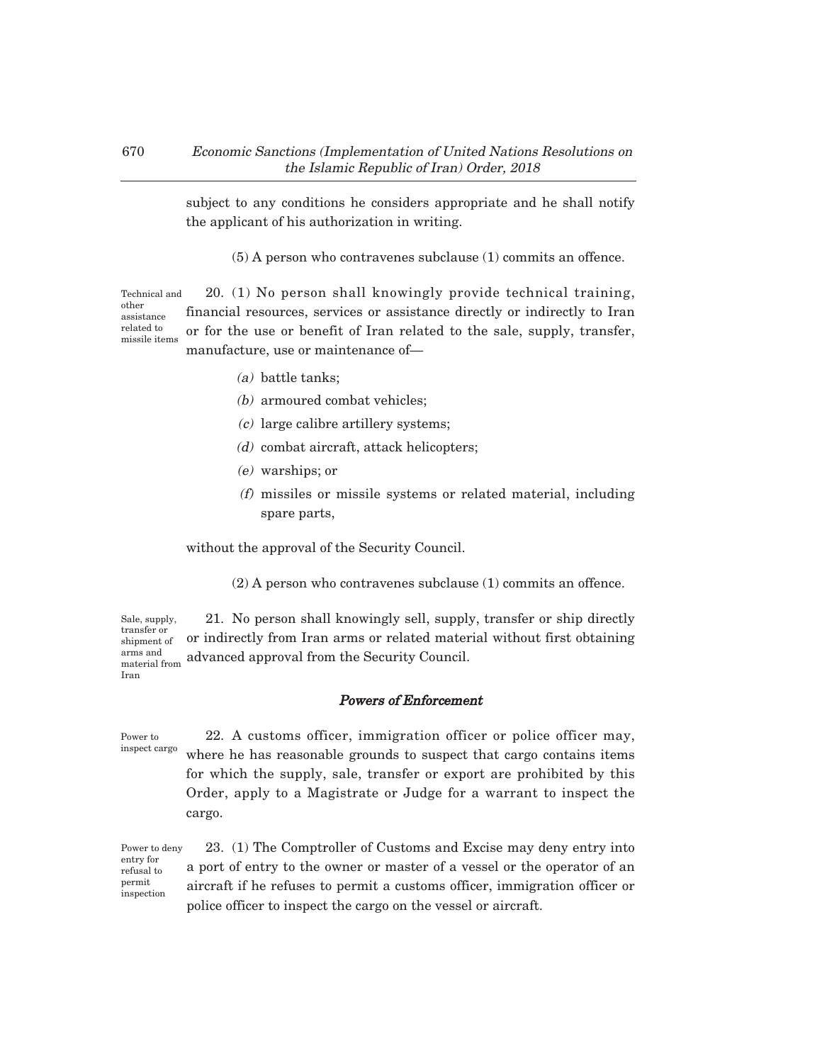subject to any conditions he considers appropriate and he shall notify the applicant of his authorization in writing.

(5) A person who contravenes subclause (1) commits an offence.

Technical and other assistance related to missile items

20. (1) No person shall knowingly provide technical training, financial resources, services or assistance directly or indirectly to Iran or for the use or benefit of Iran related to the sale, supply, transfer, manufacture, use or maintenance of—

*(a)* battle tanks;

*(b)* armoured combat vehicles;

*(c)* large calibre artillery systems;

*(d)* combat aircraft, attack helicopters;

*(e)* warships; or

*(f)* missiles or missile systems or related material, including spare parts,

without the approval of the Security Council.

(2) A person who contravenes subclause (1) commits an offence.

Sale, supply, transfer or shipment of arms and material from Iran

21. No person shall knowingly sell, supply, transfer or ship directly or indirectly from Iran arms or related material without first obtaining advanced approval from the Security Council.

### *Powers of Enforcement*

Power to inspect cargo

22. A customs officer, immigration officer or police officer may, where he has reasonable grounds to suspect that cargo contains items for which the supply, sale, transfer or export are prohibited by this Order, apply to a Magistrate or Judge for a warrant to inspect the cargo.

Power to deny entry for refusal to permit inspection

23. (1) The Comptroller of Customs and Excise may deny entry into a port of entry to the owner or master of a vessel or the operator of an aircraft if he refuses to permit a customs officer, immigration officer or police officer to inspect the cargo on the vessel or aircraft.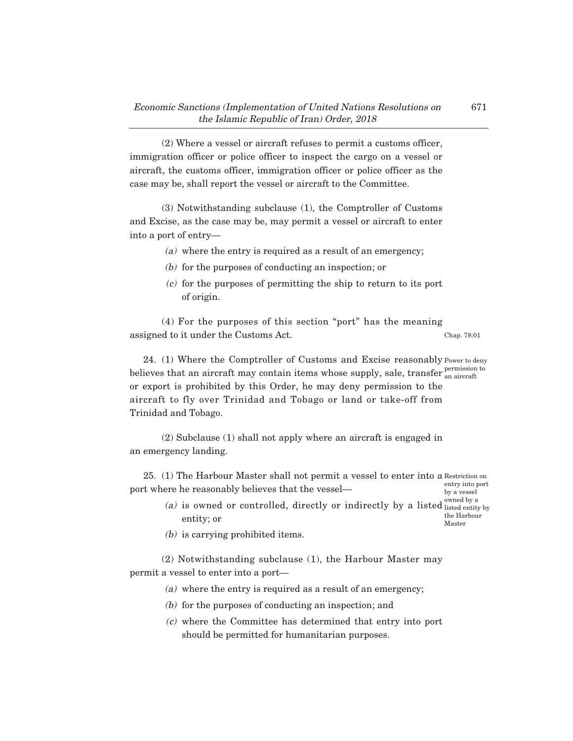(2) Where a vessel or aircraft refuses to permit a customs officer, immigration officer or police officer to inspect the cargo on a vessel or aircraft, the customs officer, immigration officer or police officer as the case may be, shall report the vessel or aircraft to the Committee.

(3) Notwithstanding subclause (1), the Comptroller of Customs and Excise, as the case may be, may permit a vessel or aircraft to enter into a port of entry—

- *(a)* where the entry is required as a result of an emergency;
- *(b)* for the purposes of conducting an inspection; or
- *(c)* for the purposes of permitting the ship to return to its port of origin.

(4) For the purposes of this section "port" has the meaning assigned to it under the Customs Act.

Chap. 78:01

Power to deny permission to an aircraft

24. (1) Where the Comptroller of Customs and Excise reasonably believes that an aircraft may contain items whose supply, sale, transfer or export is prohibited by this Order, he may deny permission to the aircraft to fly over Trinidad and Tobago or land or take-off from Trinidad and Tobago.

(2) Subclause (1) shall not apply where an aircraft is engaged in an emergency landing.

Restriction on entry into port by a vessel owned by a listed entity by the Harbour Master

25. (1) The Harbour Master shall not permit a vessel to enter into a port where he reasonably believes that the vessel—

- *(a)* is owned or controlled, directly or indirectly by a listed entity; or
- *(b)* is carrying prohibited items.

(2) Notwithstanding subclause (1), the Harbour Master may permit a vessel to enter into a port—

- *(a)* where the entry is required as a result of an emergency;
- *(b)* for the purposes of conducting an inspection; and
- *(c)* where the Committee has determined that entry into port should be permitted for humanitarian purposes.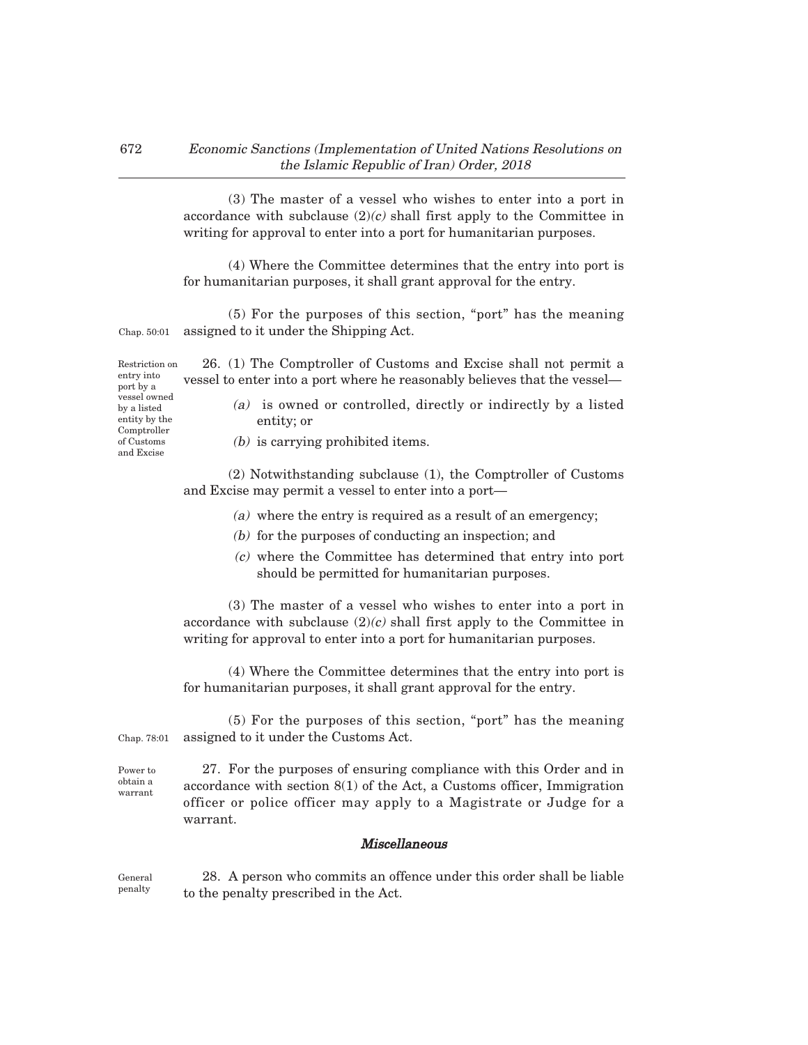(3) The master of a vessel who wishes to enter into a port in accordance with subclause (2)*(c)* shall first apply to the Committee in writing for approval to enter into a port for humanitarian purposes.

(4) Where the Committee determines that the entry into port is for humanitarian purposes, it shall grant approval for the entry.

Chap. 50:01

(5) For the purposes of this section, "port" has the meaning assigned to it under the Shipping Act.

Restriction on entry into port by a vessel owned by a listed entity by the Comptroller of Customs and Excise

26. (1) The Comptroller of Customs and Excise shall not permit a vessel to enter into a port where he reasonably believes that the vessel—

*(a)* is owned or controlled, directly or indirectly by a listed entity; or

*(b)* is carrying prohibited items.

(2) Notwithstanding subclause (1), the Comptroller of Customs and Excise may permit a vessel to enter into a port—

*(a)* where the entry is required as a result of an emergency;

*(b)* for the purposes of conducting an inspection; and

*(c)* where the Committee has determined that entry into port should be permitted for humanitarian purposes.

(3) The master of a vessel who wishes to enter into a port in accordance with subclause (2)*(c)* shall first apply to the Committee in writing for approval to enter into a port for humanitarian purposes.

(4) Where the Committee determines that the entry into port is for humanitarian purposes, it shall grant approval for the entry.

Chap. 78:01

(5) For the purposes of this section, "port" has the meaning assigned to it under the Customs Act.

Power to obtain a warrant

27. For the purposes of ensuring compliance with this Order and in accordance with section 8(1) of the Act, a Customs officer, Immigration officer or police officer may apply to a Magistrate or Judge for a warrant.

### *Miscellaneous*

General penalty

28. A person who commits an offence under this order shall be liable to the penalty prescribed in the Act.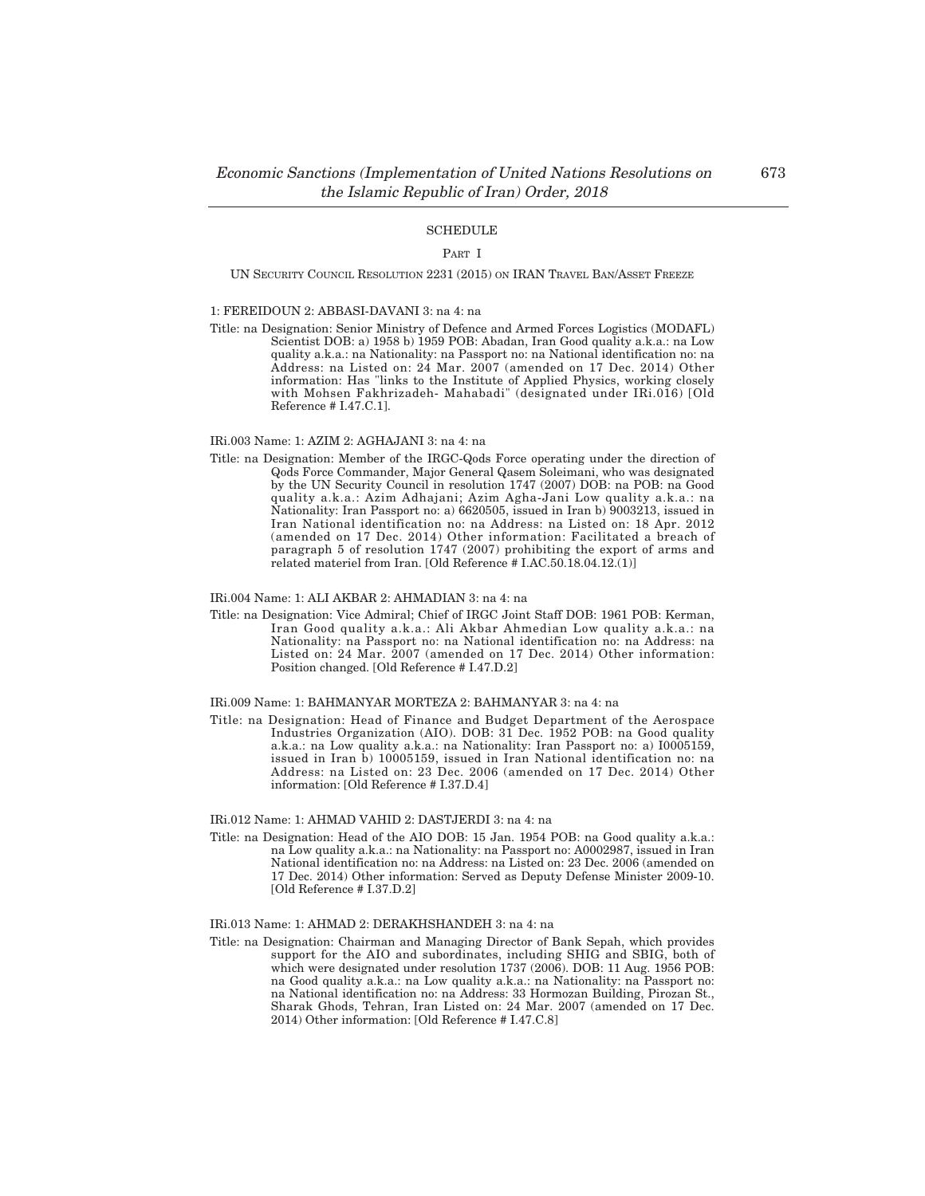SCHEDULE

PART I

UN SECURITY COUNCIL RESOLUTION 2231 (2015) ON IRAN TRAVEL BAN/ASSET FREEZE

1: FEREIDOUN 2: ABBASI-DAVANI 3: na 4: na

Title: na Designation: Senior Ministry of Defence and Armed Forces Logistics (MODAFL) Scientist DOB: a) 1958 b) 1959 POB: Abadan, Iran Good quality a.k.a.: na Low quality a.k.a.: na Nationality: na Passport no: na National identification no: na Address: na Listed on: 24 Mar. 2007 (amended on 17 Dec. 2014) Other information: Has "links to the Institute of Applied Physics, working closely with Mohsen Fakhrizadeh- Mahabadi" (designated under IRi.016) [Old Reference # I.47.C.1].

IRi.003 Name: 1: AZIM 2: AGHAJANI 3: na 4: na

Title: na Designation: Member of the IRGC-Qods Force operating under the direction of Qods Force Commander, Major General Qasem Soleimani, who was designated by the UN Security Council in resolution 1747 (2007) DOB: na POB: na Good quality a.k.a.: Azim Adhajani; Azim Agha-Jani Low quality a.k.a.: na Nationality: Iran Passport no: a) 6620505, issued in Iran b) 9003213, issued in Iran National identification no: na Address: na Listed on: 18 Apr. 2012 (amended on 17 Dec. 2014) Other information: Facilitated a breach of paragraph 5 of resolution 1747 (2007) prohibiting the export of arms and related materiel from Iran. [Old Reference # I.AC.50.18.04.12.(1)]

IRi.004 Name: 1: ALI AKBAR 2: AHMADIAN 3: na 4: na

Title: na Designation: Vice Admiral; Chief of IRGC Joint Staff DOB: 1961 POB: Kerman, Iran Good quality a.k.a.: Ali Akbar Ahmedian Low quality a.k.a.: na Nationality: na Passport no: na National identification no: na Address: na Listed on: 24 Mar. 2007 (amended on 17 Dec. 2014) Other information: Position changed. [Old Reference # I.47.D.2]

IRi.009 Name: 1: BAHMANYAR MORTEZA 2: BAHMANYAR 3: na 4: na

Title: na Designation: Head of Finance and Budget Department of the Aerospace Industries Organization (AIO). DOB: 31 Dec. 1952 POB: na Good quality a.k.a.: na Low quality a.k.a.: na Nationality: Iran Passport no: a) I0005159, issued in Iran b) 10005159, issued in Iran National identification no: na Address: na Listed on: 23 Dec. 2006 (amended on 17 Dec. 2014) Other information: [Old Reference # I.37.D.4]

IRi.012 Name: 1: AHMAD VAHID 2: DASTJERDI 3: na 4: na

Title: na Designation: Head of the AIO DOB: 15 Jan. 1954 POB: na Good quality a.k.a.: na Low quality a.k.a.: na Nationality: na Passport no: A0002987, issued in Iran National identification no: na Address: na Listed on: 23 Dec. 2006 (amended on 17 Dec. 2014) Other information: Served as Deputy Defense Minister 2009-10. [Old Reference # I.37.D.2]

IRi.013 Name: 1: AHMAD 2: DERAKHSHANDEH 3: na 4: na

Title: na Designation: Chairman and Managing Director of Bank Sepah, which provides support for the AIO and subordinates, including SHIG and SBIG, both of which were designated under resolution 1737 (2006). DOB: 11 Aug. 1956 POB: na Good quality a.k.a.: na Low quality a.k.a.: na Nationality: na Passport no: na National identification no: na Address: 33 Hormozan Building, Pirozan St., Sharak Ghods, Tehran, Iran Listed on: 24 Mar. 2007 (amended on 17 Dec. 2014) Other information: [Old Reference # I.47.C.8]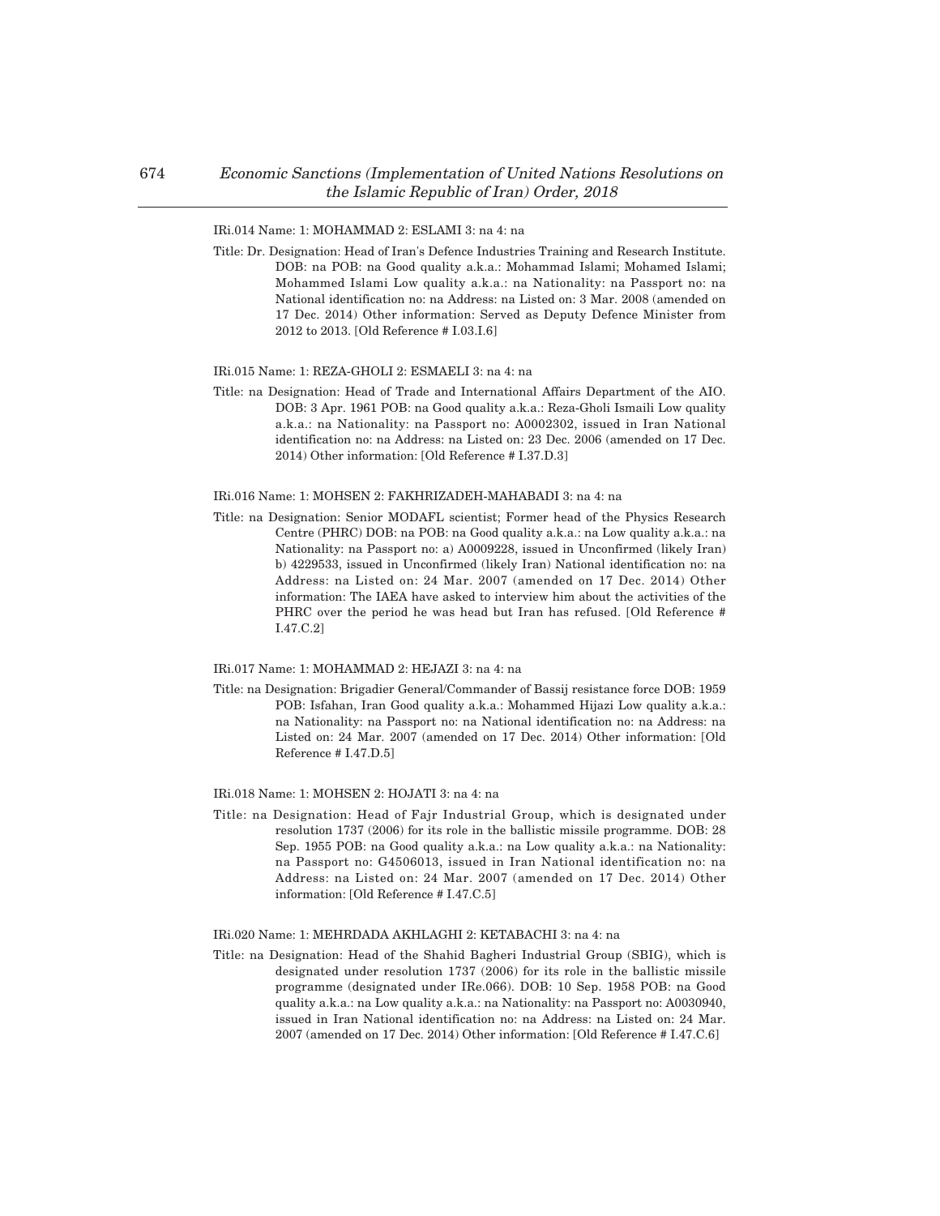IRi.014 Name: 1: MOHAMMAD 2: ESLAMI 3: na 4: na

Title: Dr. Designation: Head of Iran's Defence Industries Training and Research Institute. DOB: na POB: na Good quality a.k.a.: Mohammad Islami; Mohamed Islami; Mohammed Islami Low quality a.k.a.: na Nationality: na Passport no: na National identification no: na Address: na Listed on: 3 Mar. 2008 (amended on 17 Dec. 2014) Other information: Served as Deputy Defence Minister from 2012 to 2013. [Old Reference # I.03.I.6]

IRi.015 Name: 1: REZA-GHOLI 2: ESMAELI 3: na 4: na

Title: na Designation: Head of Trade and International Affairs Department of the AIO. DOB: 3 Apr. 1961 POB: na Good quality a.k.a.: Reza-Gholi Ismaili Low quality a.k.a.: na Nationality: na Passport no: A0002302, issued in Iran National identification no: na Address: na Listed on: 23 Dec. 2006 (amended on 17 Dec. 2014) Other information: [Old Reference # I.37.D.3]

IRi.016 Name: 1: MOHSEN 2: FAKHRIZADEH-MAHABADI 3: na 4: na

Title: na Designation: Senior MODAFL scientist; Former head of the Physics Research Centre (PHRC) DOB: na POB: na Good quality a.k.a.: na Low quality a.k.a.: na Nationality: na Passport no: a) A0009228, issued in Unconfirmed (likely Iran) b) 4229533, issued in Unconfirmed (likely Iran) National identification no: na Address: na Listed on: 24 Mar. 2007 (amended on 17 Dec. 2014) Other information: The IAEA have asked to interview him about the activities of the PHRC over the period he was head but Iran has refused. [Old Reference # I.47.C.2]

IRi.017 Name: 1: MOHAMMAD 2: HEJAZI 3: na 4: na

Title: na Designation: Brigadier General/Commander of Bassij resistance force DOB: 1959 POB: Isfahan, Iran Good quality a.k.a.: Mohammed Hijazi Low quality a.k.a.: na Nationality: na Passport no: na National identification no: na Address: na Listed on: 24 Mar. 2007 (amended on 17 Dec. 2014) Other information: [Old Reference # I.47.D.5]

IRi.018 Name: 1: MOHSEN 2: HOJATI 3: na 4: na

Title: na Designation: Head of Fajr Industrial Group, which is designated under resolution 1737 (2006) for its role in the ballistic missile programme. DOB: 28 Sep. 1955 POB: na Good quality a.k.a.: na Low quality a.k.a.: na Nationality: na Passport no: G4506013, issued in Iran National identification no: na Address: na Listed on: 24 Mar. 2007 (amended on 17 Dec. 2014) Other information: [Old Reference # I.47.C.5]

IRi.020 Name: 1: MEHRDADA AKHLAGHI 2: KETABACHI 3: na 4: na

Title: na Designation: Head of the Shahid Bagheri Industrial Group (SBIG), which is designated under resolution 1737 (2006) for its role in the ballistic missile programme (designated under IRe.066). DOB: 10 Sep. 1958 POB: na Good quality a.k.a.: na Low quality a.k.a.: na Nationality: na Passport no: A0030940, issued in Iran National identification no: na Address: na Listed on: 24 Mar. 2007 (amended on 17 Dec. 2014) Other information: [Old Reference # I.47.C.6]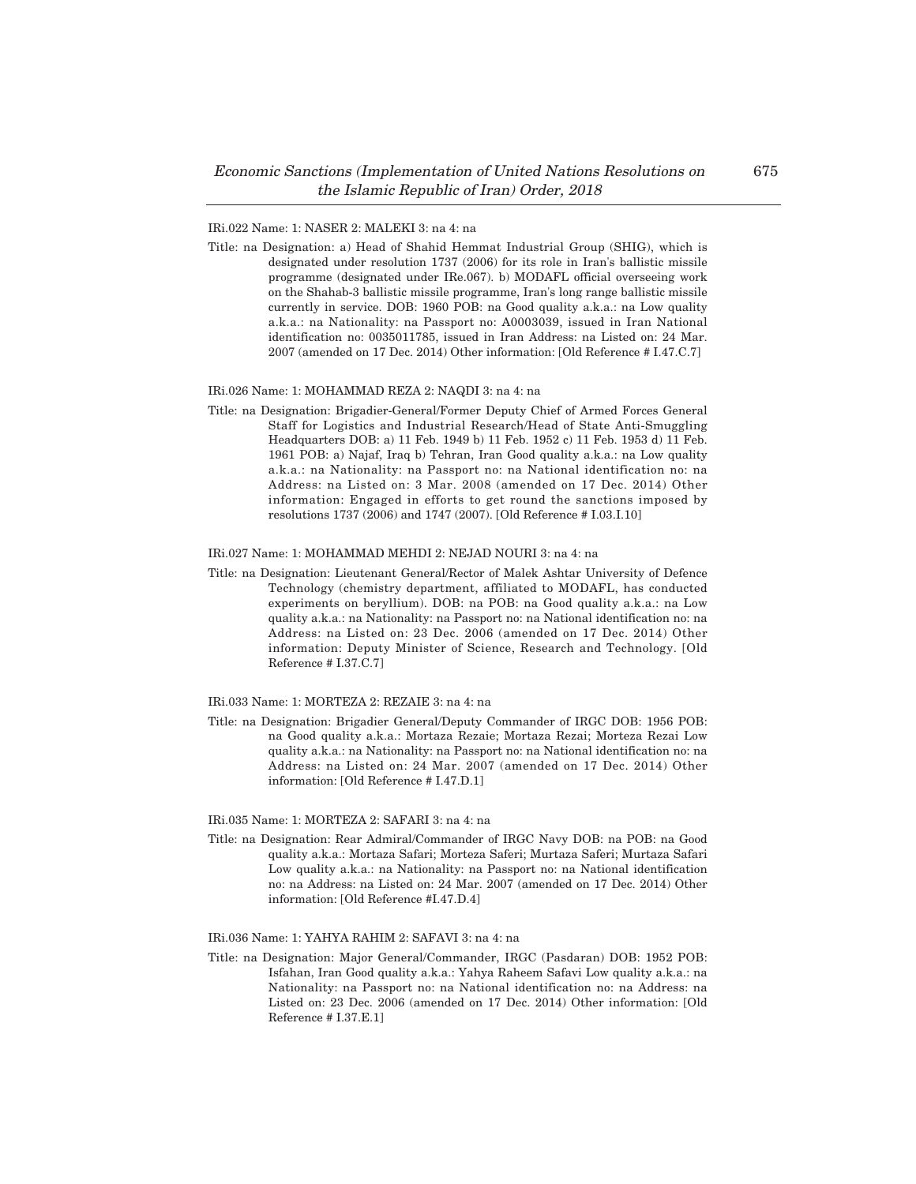IRi.022 Name: 1: NASER 2: MALEKI 3: na 4: na

Title: na Designation: a) Head of Shahid Hemmat Industrial Group (SHIG), which is designated under resolution 1737 (2006) for its role in Iran's ballistic missile programme (designated under IRe.067). b) MODAFL official overseeing work on the Shahab-3 ballistic missile programme, Iran's long range ballistic missile currently in service. DOB: 1960 POB: na Good quality a.k.a.: na Low quality a.k.a.: na Nationality: na Passport no: A0003039, issued in Iran National identification no: 0035011785, issued in Iran Address: na Listed on: 24 Mar. 2007 (amended on 17 Dec. 2014) Other information: [Old Reference # I.47.C.7]

IRi.026 Name: 1: MOHAMMAD REZA 2: NAQDI 3: na 4: na

Title: na Designation: Brigadier-General/Former Deputy Chief of Armed Forces General Staff for Logistics and Industrial Research/Head of State Anti-Smuggling Headquarters DOB: a) 11 Feb. 1949 b) 11 Feb. 1952 c) 11 Feb. 1953 d) 11 Feb. 1961 POB: a) Najaf, Iraq b) Tehran, Iran Good quality a.k.a.: na Low quality a.k.a.: na Nationality: na Passport no: na National identification no: na Address: na Listed on: 3 Mar. 2008 (amended on 17 Dec. 2014) Other information: Engaged in efforts to get round the sanctions imposed by resolutions 1737 (2006) and 1747 (2007). [Old Reference # I.03.I.10]

IRi.027 Name: 1: MOHAMMAD MEHDI 2: NEJAD NOURI 3: na 4: na

Title: na Designation: Lieutenant General/Rector of Malek Ashtar University of Defence Technology (chemistry department, affiliated to MODAFL, has conducted experiments on beryllium). DOB: na POB: na Good quality a.k.a.: na Low quality a.k.a.: na Nationality: na Passport no: na National identification no: na Address: na Listed on: 23 Dec. 2006 (amended on 17 Dec. 2014) Other information: Deputy Minister of Science, Research and Technology. [Old Reference # I.37.C.7]

IRi.033 Name: 1: MORTEZA 2: REZAIE 3: na 4: na

Title: na Designation: Brigadier General/Deputy Commander of IRGC DOB: 1956 POB: na Good quality a.k.a.: Mortaza Rezaie; Mortaza Rezai; Morteza Rezai Low quality a.k.a.: na Nationality: na Passport no: na National identification no: na Address: na Listed on: 24 Mar. 2007 (amended on 17 Dec. 2014) Other information: [Old Reference # I.47.D.1]

IRi.035 Name: 1: MORTEZA 2: SAFARI 3: na 4: na

Title: na Designation: Rear Admiral/Commander of IRGC Navy DOB: na POB: na Good quality a.k.a.: Mortaza Safari; Morteza Saferi; Murtaza Saferi; Murtaza Safari Low quality a.k.a.: na Nationality: na Passport no: na National identification no: na Address: na Listed on: 24 Mar. 2007 (amended on 17 Dec. 2014) Other information: [Old Reference #I.47.D.4]

IRi.036 Name: 1: YAHYA RAHIM 2: SAFAVI 3: na 4: na

Title: na Designation: Major General/Commander, IRGC (Pasdaran) DOB: 1952 POB: Isfahan, Iran Good quality a.k.a.: Yahya Raheem Safavi Low quality a.k.a.: na Nationality: na Passport no: na National identification no: na Address: na Listed on: 23 Dec. 2006 (amended on 17 Dec. 2014) Other information: [Old Reference # I.37.E.1]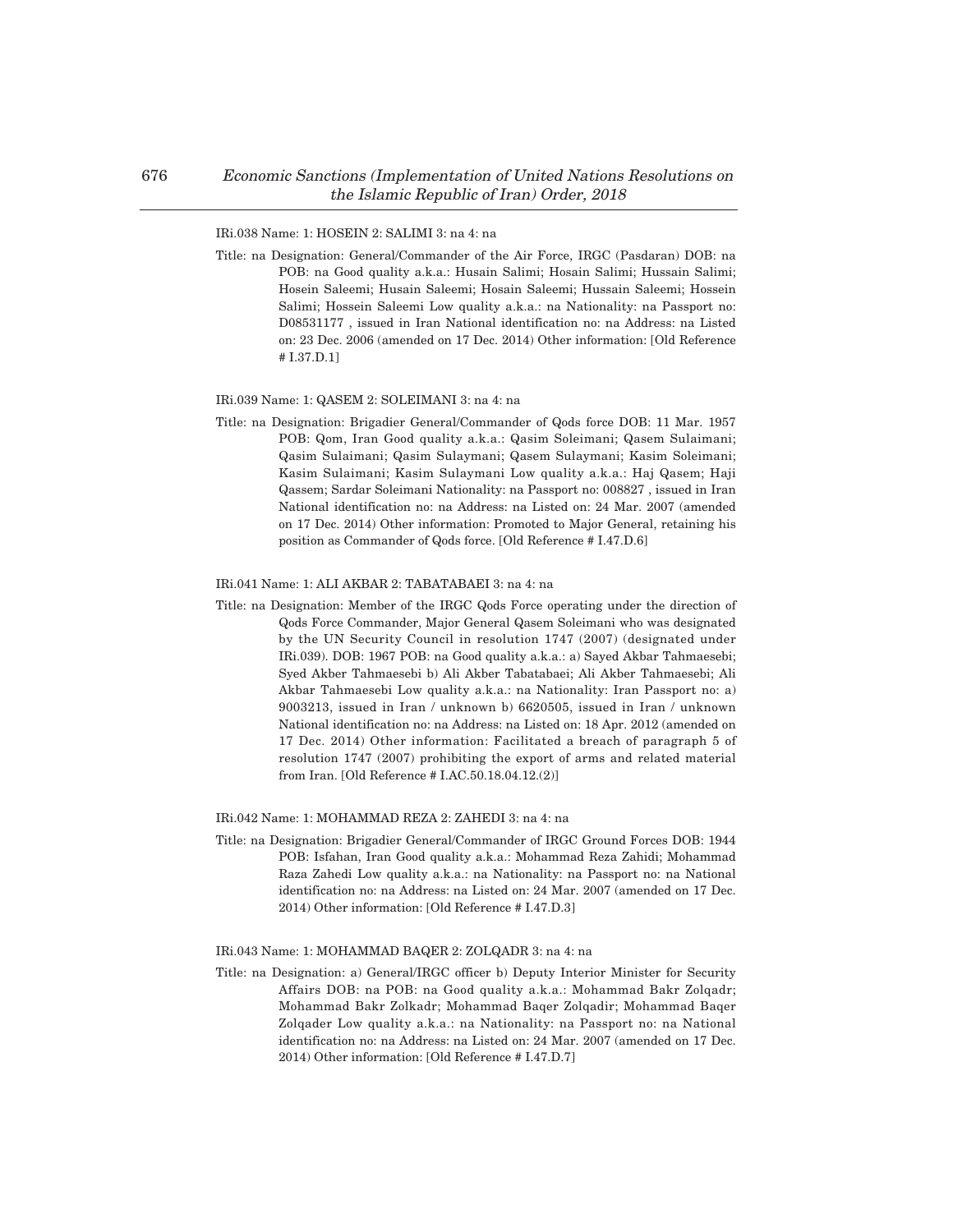IRi.038 Name: 1: HOSEIN 2: SALIMI 3: na 4: na

Title: na Designation: General/Commander of the Air Force, IRGC (Pasdaran) DOB: na POB: na Good quality a.k.a.: Husain Salimi; Hosain Salimi; Hussain Salimi; Hosein Saleemi; Husain Saleemi; Hosain Saleemi; Hussain Saleemi; Hossein Salimi; Hossein Saleemi Low quality a.k.a.: na Nationality: na Passport no: D08531177 , issued in Iran National identification no: na Address: na Listed on: 23 Dec. 2006 (amended on 17 Dec. 2014) Other information: [Old Reference # I.37.D.1]

IRi.039 Name: 1: QASEM 2: SOLEIMANI 3: na 4: na

Title: na Designation: Brigadier General/Commander of Qods force DOB: 11 Mar. 1957 POB: Qom, Iran Good quality a.k.a.: Qasim Soleimani; Qasem Sulaimani; Qasim Sulaimani; Qasim Sulaymani; Qasem Sulaymani; Kasim Soleimani; Kasim Sulaimani; Kasim Sulaymani Low quality a.k.a.: Haj Qasem; Haji Qassem; Sardar Soleimani Nationality: na Passport no: 008827 , issued in Iran National identification no: na Address: na Listed on: 24 Mar. 2007 (amended on 17 Dec. 2014) Other information: Promoted to Major General, retaining his position as Commander of Qods force. [Old Reference # I.47.D.6]

IRi.041 Name: 1: ALI AKBAR 2: TABATABAEI 3: na 4: na

Title: na Designation: Member of the IRGC Qods Force operating under the direction of Qods Force Commander, Major General Qasem Soleimani who was designated by the UN Security Council in resolution 1747 (2007) (designated under IRi.039). DOB: 1967 POB: na Good quality a.k.a.: a) Sayed Akbar Tahmaesebi; Syed Akber Tahmaesebi b) Ali Akber Tabatabaei; Ali Akber Tahmaesebi; Ali Akbar Tahmaesebi Low quality a.k.a.: na Nationality: Iran Passport no: a) 9003213, issued in Iran / unknown b) 6620505, issued in Iran / unknown National identification no: na Address: na Listed on: 18 Apr. 2012 (amended on 17 Dec. 2014) Other information: Facilitated a breach of paragraph 5 of resolution 1747 (2007) prohibiting the export of arms and related material from Iran. [Old Reference # I.AC.50.18.04.12.(2)]

IRi.042 Name: 1: MOHAMMAD REZA 2: ZAHEDI 3: na 4: na

Title: na Designation: Brigadier General/Commander of IRGC Ground Forces DOB: 1944 POB: Isfahan, Iran Good quality a.k.a.: Mohammad Reza Zahidi; Mohammad Raza Zahedi Low quality a.k.a.: na Nationality: na Passport no: na National identification no: na Address: na Listed on: 24 Mar. 2007 (amended on 17 Dec. 2014) Other information: [Old Reference # I.47.D.3]

IRi.043 Name: 1: MOHAMMAD BAQER 2: ZOLQADR 3: na 4: na

Title: na Designation: a) General/IRGC officer b) Deputy Interior Minister for Security Affairs DOB: na POB: na Good quality a.k.a.: Mohammad Bakr Zolqadr; Mohammad Bakr Zolkadr; Mohammad Baqer Zolqadir; Mohammad Baqer Zolqader Low quality a.k.a.: na Nationality: na Passport no: na National identification no: na Address: na Listed on: 24 Mar. 2007 (amended on 17 Dec. 2014) Other information: [Old Reference # I.47.D.7]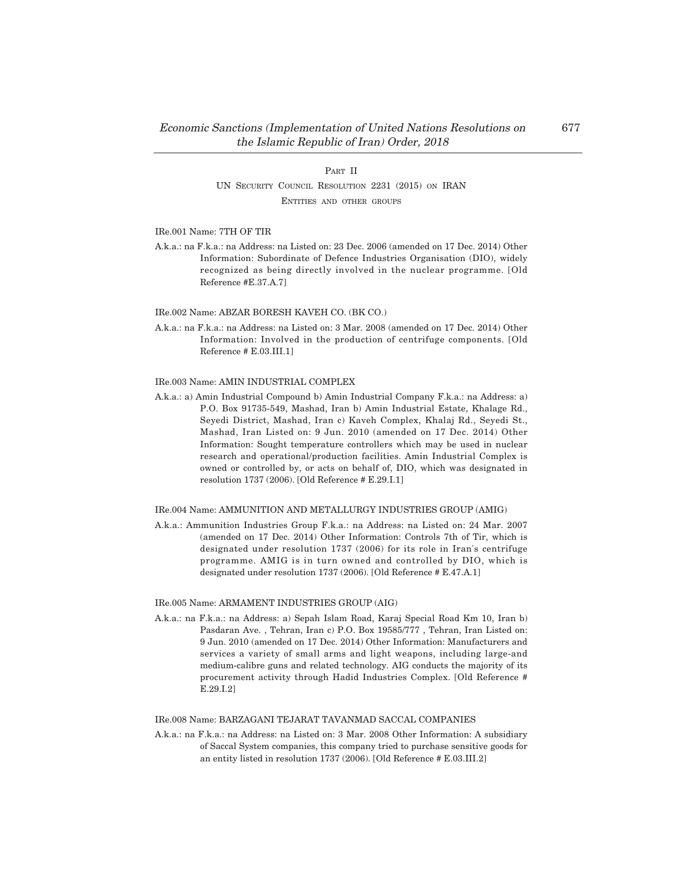## PART II

### UN SECURITY COUNCIL RESOLUTION 2231 (2015) ON IRAN

### ENTITIES AND OTHER GROUPS

IRe.001 Name: 7TH OF TIR

A.k.a.: na F.k.a.: na Address: na Listed on: 23 Dec. 2006 (amended on 17 Dec. 2014) Other Information: Subordinate of Defence Industries Organisation (DIO), widely recognized as being directly involved in the nuclear programme. [Old Reference #E.37.A.7]

IRe.002 Name: ABZAR BORESH KAVEH CO. (BK CO.)

A.k.a.: na F.k.a.: na Address: na Listed on: 3 Mar. 2008 (amended on 17 Dec. 2014) Other Information: Involved in the production of centrifuge components. [Old Reference # E.03.III.1]

IRe.003 Name: AMIN INDUSTRIAL COMPLEX

A.k.a.: a) Amin Industrial Compound b) Amin Industrial Company F.k.a.: na Address: a) P.O. Box 91735-549, Mashad, Iran b) Amin Industrial Estate, Khalage Rd., Seyedi District, Mashad, Iran c) Kaveh Complex, Khalaj Rd., Seyedi St., Mashad, Iran Listed on: 9 Jun. 2010 (amended on 17 Dec. 2014) Other Information: Sought temperature controllers which may be used in nuclear research and operational/production facilities. Amin Industrial Complex is owned or controlled by, or acts on behalf of, DIO, which was designated in resolution 1737 (2006). [Old Reference # E.29.I.1]

IRe.004 Name: AMMUNITION AND METALLURGY INDUSTRIES GROUP (AMIG)

A.k.a.: Ammunition Industries Group F.k.a.: na Address: na Listed on: 24 Mar. 2007 (amended on 17 Dec. 2014) Other Information: Controls 7th of Tir, which is designated under resolution 1737 (2006) for its role in Iran's centrifuge programme. AMIG is in turn owned and controlled by DIO, which is designated under resolution 1737 (2006). [Old Reference # E.47.A.1]

IRe.005 Name: ARMAMENT INDUSTRIES GROUP (AIG)

A.k.a.: na F.k.a.: na Address: a) Sepah Islam Road, Karaj Special Road Km 10, Iran b) Pasdaran Ave. , Tehran, Iran c) P.O. Box 19585/777 , Tehran, Iran Listed on: 9 Jun. 2010 (amended on 17 Dec. 2014) Other Information: Manufacturers and services a variety of small arms and light weapons, including large-and medium-calibre guns and related technology. AIG conducts the majority of its procurement activity through Hadid Industries Complex. [Old Reference # E.29.I.2]

IRe.008 Name: BARZAGANI TEJARAT TAVANMAD SACCAL COMPANIES

A.k.a.: na F.k.a.: na Address: na Listed on: 3 Mar. 2008 Other Information: A subsidiary of Saccal System companies, this company tried to purchase sensitive goods for an entity listed in resolution 1737 (2006). [Old Reference # E.03.III.2]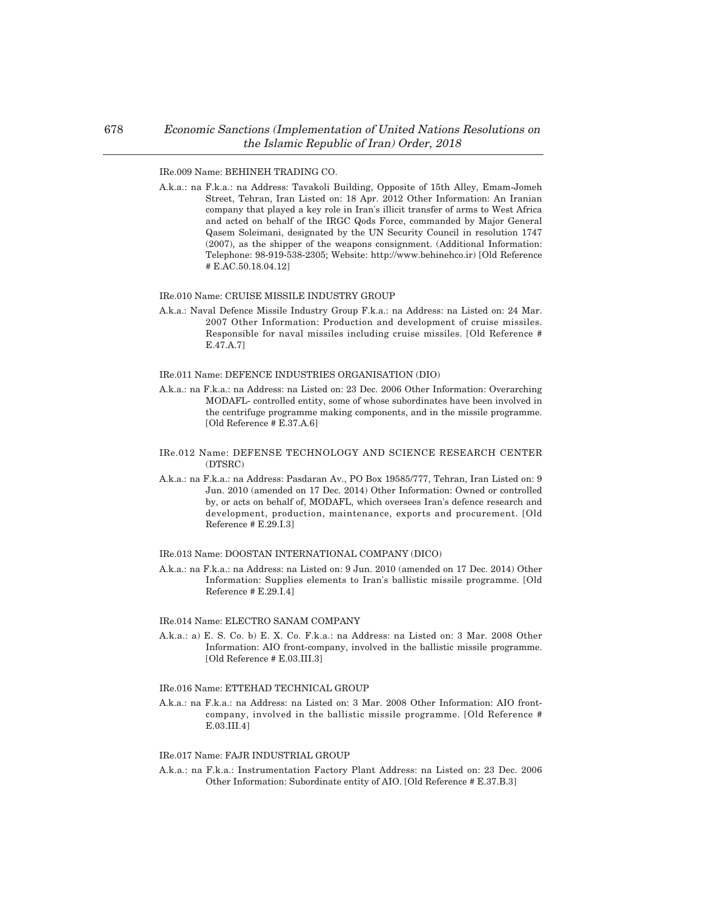IRe.009 Name: BEHINEH TRADING CO.

A.k.a.: na F.k.a.: na Address: Tavakoli Building, Opposite of 15th Alley, Emam-Jomeh Street, Tehran, Iran Listed on: 18 Apr. 2012 Other Information: An Iranian company that played a key role in Iran's illicit transfer of arms to West Africa and acted on behalf of the IRGC Qods Force, commanded by Major General Qasem Soleimani, designated by the UN Security Council in resolution 1747 (2007), as the shipper of the weapons consignment. (Additional Information: Telephone: 98-919-538-2305; Website: http://www.behinehco.ir) [Old Reference # E.AC.50.18.04.12]

IRe.010 Name: CRUISE MISSILE INDUSTRY GROUP

A.k.a.: Naval Defence Missile Industry Group F.k.a.: na Address: na Listed on: 24 Mar. 2007 Other Information: Production and development of cruise missiles. Responsible for naval missiles including cruise missiles. [Old Reference # E.47.A.7]

IRe.011 Name: DEFENCE INDUSTRIES ORGANISATION (DIO)

A.k.a.: na F.k.a.: na Address: na Listed on: 23 Dec. 2006 Other Information: Overarching MODAFL- controlled entity, some of whose subordinates have been involved in the centrifuge programme making components, and in the missile programme. [Old Reference # E.37.A.6]

IRe.012 Name: DEFENSE TECHNOLOGY AND SCIENCE RESEARCH CENTER (DTSRC)

A.k.a.: na F.k.a.: na Address: Pasdaran Av., PO Box 19585/777, Tehran, Iran Listed on: 9 Jun. 2010 (amended on 17 Dec. 2014) Other Information: Owned or controlled by, or acts on behalf of, MODAFL, which oversees Iran's defence research and development, production, maintenance, exports and procurement. [Old Reference # E.29.I.3]

IRe.013 Name: DOOSTAN INTERNATIONAL COMPANY (DICO)

A.k.a.: na F.k.a.: na Address: na Listed on: 9 Jun. 2010 (amended on 17 Dec. 2014) Other Information: Supplies elements to Iran's ballistic missile programme. [Old Reference # E.29.I.4]

IRe.014 Name: ELECTRO SANAM COMPANY

A.k.a.: a) E. S. Co. b) E. X. Co. F.k.a.: na Address: na Listed on: 3 Mar. 2008 Other Information: AIO front-company, involved in the ballistic missile programme. [Old Reference # E.03.III.3]

IRe.016 Name: ETTEHAD TECHNICAL GROUP

A.k.a.: na F.k.a.: na Address: na Listed on: 3 Mar. 2008 Other Information: AIO front-company, involved in the ballistic missile programme. [Old Reference # E.03.III.4]

IRe.017 Name: FAJR INDUSTRIAL GROUP

A.k.a.: na F.k.a.: Instrumentation Factory Plant Address: na Listed on: 23 Dec. 2006 Other Information: Subordinate entity of AIO. [Old Reference # E.37.B.3]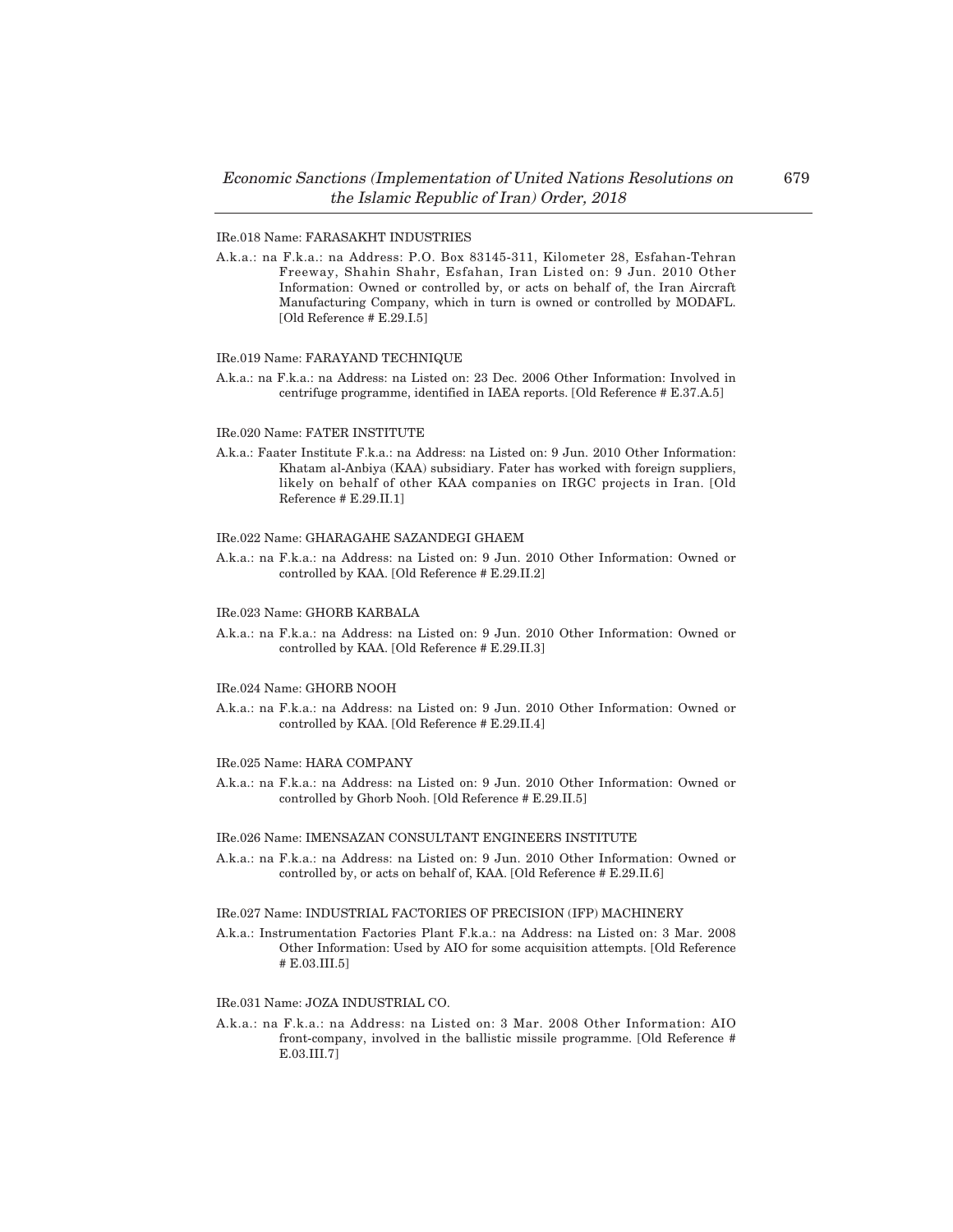IRe.018 Name: FARASAKHT INDUSTRIES

A.k.a.: na F.k.a.: na Address: P.O. Box 83145-311, Kilometer 28, Esfahan-Tehran Freeway, Shahin Shahr, Esfahan, Iran Listed on: 9 Jun. 2010 Other Information: Owned or controlled by, or acts on behalf of, the Iran Aircraft Manufacturing Company, which in turn is owned or controlled by MODAFL. [Old Reference # E.29.I.5]

IRe.019 Name: FARAYAND TECHNIQUE

A.k.a.: na F.k.a.: na Address: na Listed on: 23 Dec. 2006 Other Information: Involved in centrifuge programme, identified in IAEA reports. [Old Reference # E.37.A.5]

IRe.020 Name: FATER INSTITUTE

A.k.a.: Faater Institute F.k.a.: na Address: na Listed on: 9 Jun. 2010 Other Information: Khatam al-Anbiya (KAA) subsidiary. Fater has worked with foreign suppliers, likely on behalf of other KAA companies on IRGC projects in Iran. [Old Reference # E.29.II.1]

IRe.022 Name: GHARAGAHE SAZANDEGI GHAEM

A.k.a.: na F.k.a.: na Address: na Listed on: 9 Jun. 2010 Other Information: Owned or controlled by KAA. [Old Reference # E.29.II.2]

IRe.023 Name: GHORB KARBALA

A.k.a.: na F.k.a.: na Address: na Listed on: 9 Jun. 2010 Other Information: Owned or controlled by KAA. [Old Reference # E.29.II.3]

IRe.024 Name: GHORB NOOH

A.k.a.: na F.k.a.: na Address: na Listed on: 9 Jun. 2010 Other Information: Owned or controlled by KAA. [Old Reference # E.29.II.4]

IRe.025 Name: HARA COMPANY

A.k.a.: na F.k.a.: na Address: na Listed on: 9 Jun. 2010 Other Information: Owned or controlled by Ghorb Nooh. [Old Reference # E.29.II.5]

IRe.026 Name: IMENSAZAN CONSULTANT ENGINEERS INSTITUTE

A.k.a.: na F.k.a.: na Address: na Listed on: 9 Jun. 2010 Other Information: Owned or controlled by, or acts on behalf of, KAA. [Old Reference # E.29.II.6]

IRe.027 Name: INDUSTRIAL FACTORIES OF PRECISION (IFP) MACHINERY

A.k.a.: Instrumentation Factories Plant F.k.a.: na Address: na Listed on: 3 Mar. 2008 Other Information: Used by AIO for some acquisition attempts. [Old Reference # E.03.III.5]

IRe.031 Name: JOZA INDUSTRIAL CO.

A.k.a.: na F.k.a.: na Address: na Listed on: 3 Mar. 2008 Other Information: AIO front-company, involved in the ballistic missile programme. [Old Reference # E.03.III.7]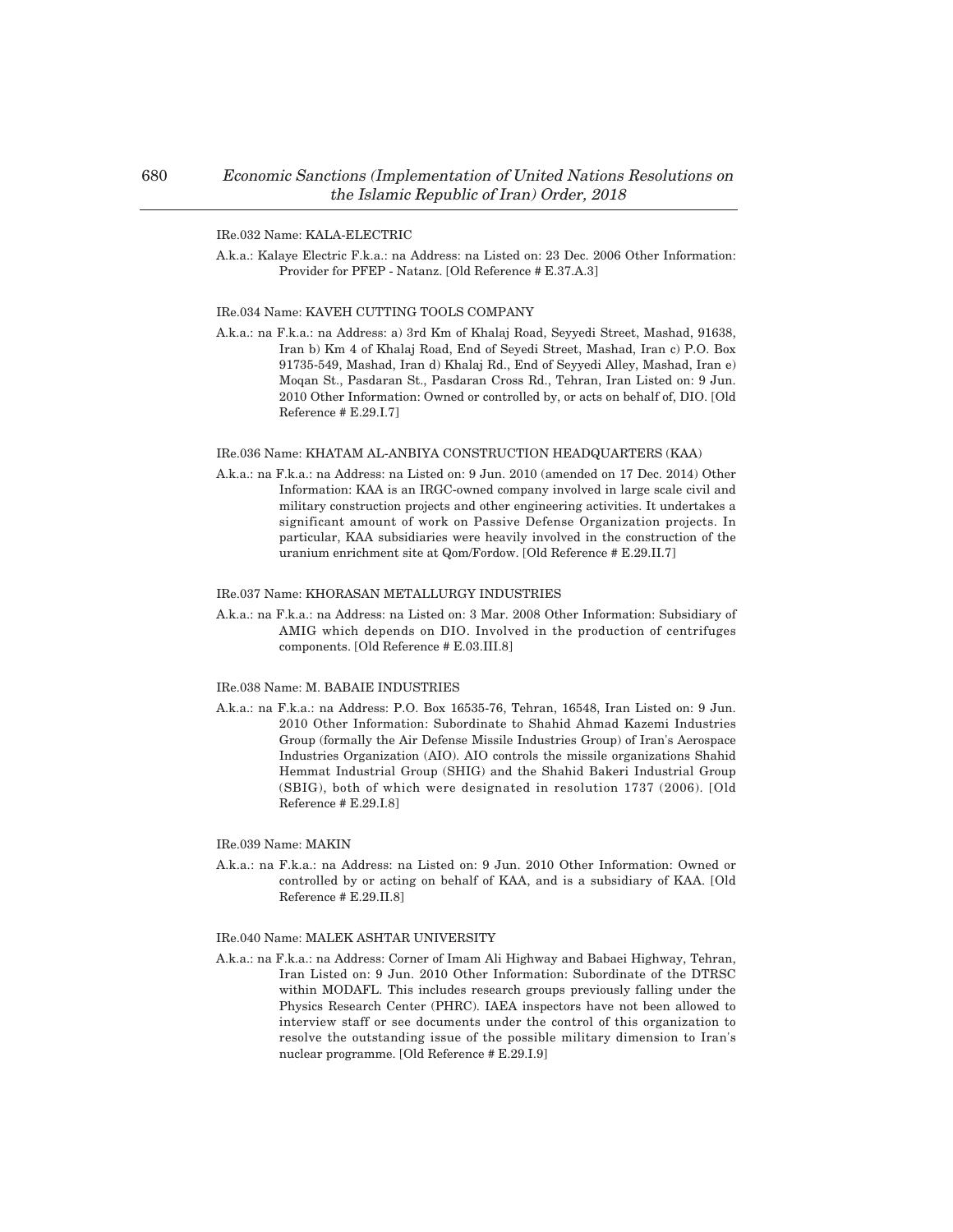IRe.032 Name: KALA-ELECTRIC

A.k.a.: Kalaye Electric F.k.a.: na Address: na Listed on: 23 Dec. 2006 Other Information: Provider for PFEP - Natanz. [Old Reference # E.37.A.3]

IRe.034 Name: KAVEH CUTTING TOOLS COMPANY

A.k.a.: na F.k.a.: na Address: a) 3rd Km of Khalaj Road, Seyyedi Street, Mashad, 91638, Iran b) Km 4 of Khalaj Road, End of Seyedi Street, Mashad, Iran c) P.O. Box 91735-549, Mashad, Iran d) Khalaj Rd., End of Seyyedi Alley, Mashad, Iran e) Moqan St., Pasdaran St., Pasdaran Cross Rd., Tehran, Iran Listed on: 9 Jun. 2010 Other Information: Owned or controlled by, or acts on behalf of, DIO. [Old Reference # E.29.I.7]

IRe.036 Name: KHATAM AL-ANBIYA CONSTRUCTION HEADQUARTERS (KAA)

A.k.a.: na F.k.a.: na Address: na Listed on: 9 Jun. 2010 (amended on 17 Dec. 2014) Other Information: KAA is an IRGC-owned company involved in large scale civil and military construction projects and other engineering activities. It undertakes a significant amount of work on Passive Defense Organization projects. In particular, KAA subsidiaries were heavily involved in the construction of the uranium enrichment site at Qom/Fordow. [Old Reference # E.29.II.7]

IRe.037 Name: KHORASAN METALLURGY INDUSTRIES

A.k.a.: na F.k.a.: na Address: na Listed on: 3 Mar. 2008 Other Information: Subsidiary of AMIG which depends on DIO. Involved in the production of centrifuges components. [Old Reference # E.03.III.8]

IRe.038 Name: M. BABAIE INDUSTRIES

A.k.a.: na F.k.a.: na Address: P.O. Box 16535-76, Tehran, 16548, Iran Listed on: 9 Jun. 2010 Other Information: Subordinate to Shahid Ahmad Kazemi Industries Group (formally the Air Defense Missile Industries Group) of Iran's Aerospace Industries Organization (AIO). AIO controls the missile organizations Shahid Hemmat Industrial Group (SHIG) and the Shahid Bakeri Industrial Group (SBIG), both of which were designated in resolution 1737 (2006). [Old Reference # E.29.I.8]

IRe.039 Name: MAKIN

A.k.a.: na F.k.a.: na Address: na Listed on: 9 Jun. 2010 Other Information: Owned or controlled by or acting on behalf of KAA, and is a subsidiary of KAA. [Old Reference # E.29.II.8]

IRe.040 Name: MALEK ASHTAR UNIVERSITY

A.k.a.: na F.k.a.: na Address: Corner of Imam Ali Highway and Babaei Highway, Tehran, Iran Listed on: 9 Jun. 2010 Other Information: Subordinate of the DTRSC within MODAFL. This includes research groups previously falling under the Physics Research Center (PHRC). IAEA inspectors have not been allowed to interview staff or see documents under the control of this organization to resolve the outstanding issue of the possible military dimension to Iran's nuclear programme. [Old Reference # E.29.I.9]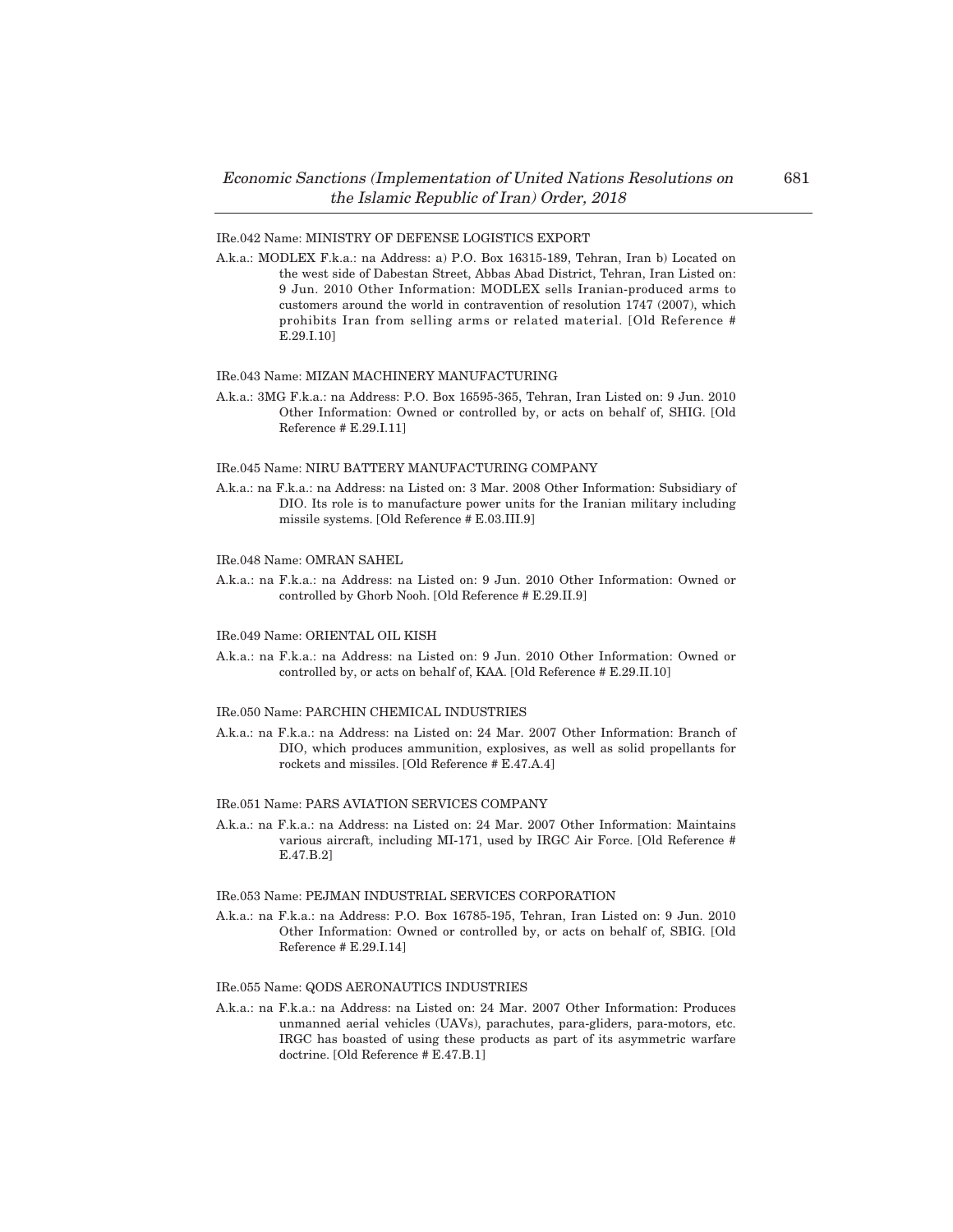IRe.042 Name: MINISTRY OF DEFENSE LOGISTICS EXPORT

A.k.a.: MODLEX F.k.a.: na Address: a) P.O. Box 16315-189, Tehran, Iran b) Located on the west side of Dabestan Street, Abbas Abad District, Tehran, Iran Listed on: 9 Jun. 2010 Other Information: MODLEX sells Iranian-produced arms to customers around the world in contravention of resolution 1747 (2007), which prohibits Iran from selling arms or related material. [Old Reference # E.29.I.10]

IRe.043 Name: MIZAN MACHINERY MANUFACTURING

A.k.a.: 3MG F.k.a.: na Address: P.O. Box 16595-365, Tehran, Iran Listed on: 9 Jun. 2010 Other Information: Owned or controlled by, or acts on behalf of, SHIG. [Old Reference # E.29.I.11]

IRe.045 Name: NIRU BATTERY MANUFACTURING COMPANY

A.k.a.: na F.k.a.: na Address: na Listed on: 3 Mar. 2008 Other Information: Subsidiary of DIO. Its role is to manufacture power units for the Iranian military including missile systems. [Old Reference # E.03.III.9]

IRe.048 Name: OMRAN SAHEL

A.k.a.: na F.k.a.: na Address: na Listed on: 9 Jun. 2010 Other Information: Owned or controlled by Ghorb Nooh. [Old Reference # E.29.II.9]

IRe.049 Name: ORIENTAL OIL KISH

A.k.a.: na F.k.a.: na Address: na Listed on: 9 Jun. 2010 Other Information: Owned or controlled by, or acts on behalf of, KAA. [Old Reference # E.29.II.10]

IRe.050 Name: PARCHIN CHEMICAL INDUSTRIES

A.k.a.: na F.k.a.: na Address: na Listed on: 24 Mar. 2007 Other Information: Branch of DIO, which produces ammunition, explosives, as well as solid propellants for rockets and missiles. [Old Reference # E.47.A.4]

IRe.051 Name: PARS AVIATION SERVICES COMPANY

A.k.a.: na F.k.a.: na Address: na Listed on: 24 Mar. 2007 Other Information: Maintains various aircraft, including MI-171, used by IRGC Air Force. [Old Reference # E.47.B.2]

IRe.053 Name: PEJMAN INDUSTRIAL SERVICES CORPORATION

A.k.a.: na F.k.a.: na Address: P.O. Box 16785-195, Tehran, Iran Listed on: 9 Jun. 2010 Other Information: Owned or controlled by, or acts on behalf of, SBIG. [Old Reference # E.29.I.14]

IRe.055 Name: QODS AERONAUTICS INDUSTRIES

A.k.a.: na F.k.a.: na Address: na Listed on: 24 Mar. 2007 Other Information: Produces unmanned aerial vehicles (UAVs), parachutes, para-gliders, para-motors, etc. IRGC has boasted of using these products as part of its asymmetric warfare doctrine. [Old Reference # E.47.B.1]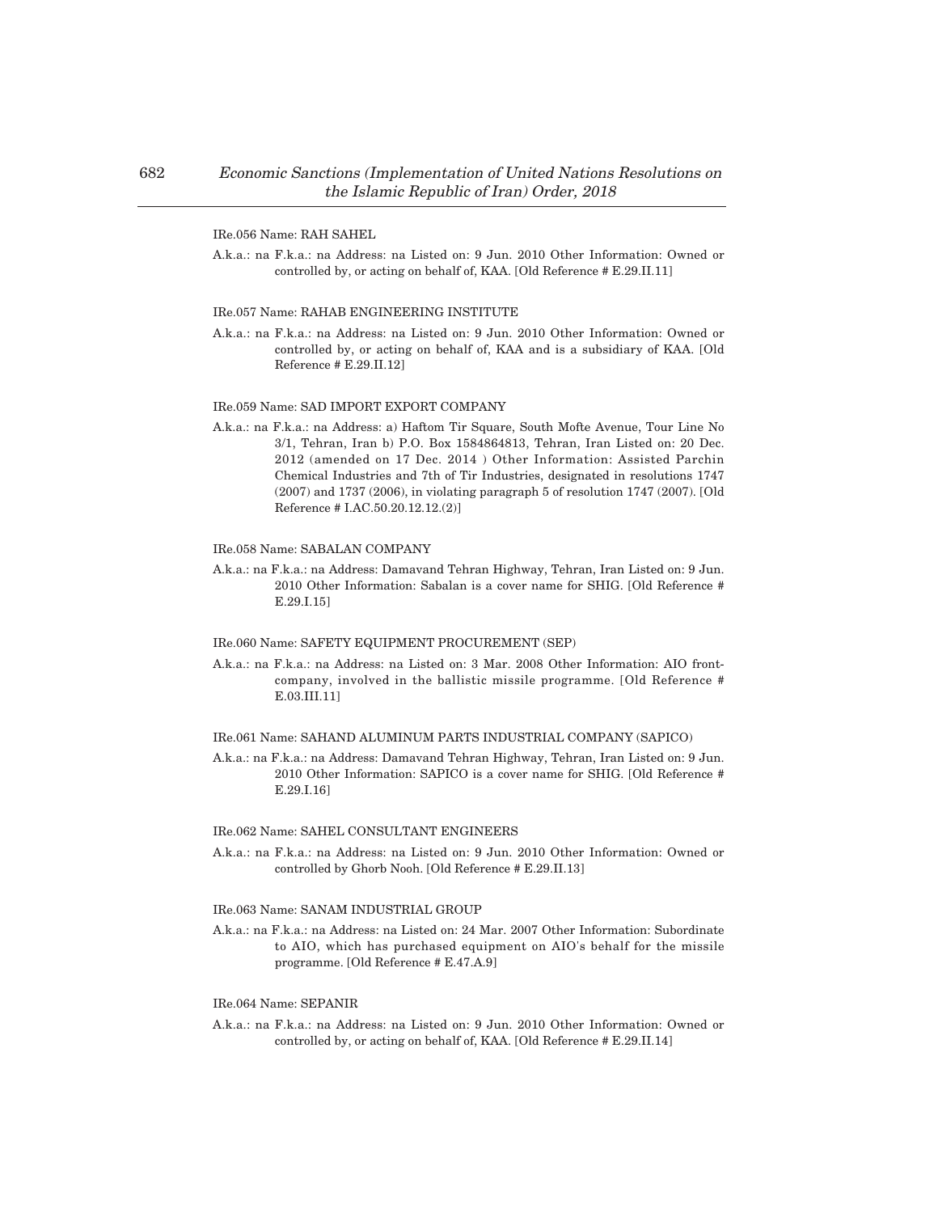IRe.056 Name: RAH SAHEL

A.k.a.: na F.k.a.: na Address: na Listed on: 9 Jun. 2010 Other Information: Owned or controlled by, or acting on behalf of, KAA. [Old Reference # E.29.II.11]

IRe.057 Name: RAHAB ENGINEERING INSTITUTE

A.k.a.: na F.k.a.: na Address: na Listed on: 9 Jun. 2010 Other Information: Owned or controlled by, or acting on behalf of, KAA and is a subsidiary of KAA. [Old Reference # E.29.II.12]

IRe.059 Name: SAD IMPORT EXPORT COMPANY

A.k.a.: na F.k.a.: na Address: a) Haftom Tir Square, South Mofte Avenue, Tour Line No 3/1, Tehran, Iran b) P.O. Box 1584864813, Tehran, Iran Listed on: 20 Dec. 2012 (amended on 17 Dec. 2014 ) Other Information: Assisted Parchin Chemical Industries and 7th of Tir Industries, designated in resolutions 1747 (2007) and 1737 (2006), in violating paragraph 5 of resolution 1747 (2007). [Old Reference # I.AC.50.20.12.12.(2)]

IRe.058 Name: SABALAN COMPANY

A.k.a.: na F.k.a.: na Address: Damavand Tehran Highway, Tehran, Iran Listed on: 9 Jun. 2010 Other Information: Sabalan is a cover name for SHIG. [Old Reference # E.29.I.15]

IRe.060 Name: SAFETY EQUIPMENT PROCUREMENT (SEP)

A.k.a.: na F.k.a.: na Address: na Listed on: 3 Mar. 2008 Other Information: AIO front-company, involved in the ballistic missile programme. [Old Reference # E.03.III.11]

IRe.061 Name: SAHAND ALUMINUM PARTS INDUSTRIAL COMPANY (SAPICO)

A.k.a.: na F.k.a.: na Address: Damavand Tehran Highway, Tehran, Iran Listed on: 9 Jun. 2010 Other Information: SAPICO is a cover name for SHIG. [Old Reference # E.29.I.16]

IRe.062 Name: SAHEL CONSULTANT ENGINEERS

A.k.a.: na F.k.a.: na Address: na Listed on: 9 Jun. 2010 Other Information: Owned or controlled by Ghorb Nooh. [Old Reference # E.29.II.13]

IRe.063 Name: SANAM INDUSTRIAL GROUP

A.k.a.: na F.k.a.: na Address: na Listed on: 24 Mar. 2007 Other Information: Subordinate to AIO, which has purchased equipment on AIO's behalf for the missile programme. [Old Reference # E.47.A.9]

IRe.064 Name: SEPANIR

A.k.a.: na F.k.a.: na Address: na Listed on: 9 Jun. 2010 Other Information: Owned or controlled by, or acting on behalf of, KAA. [Old Reference # E.29.II.14]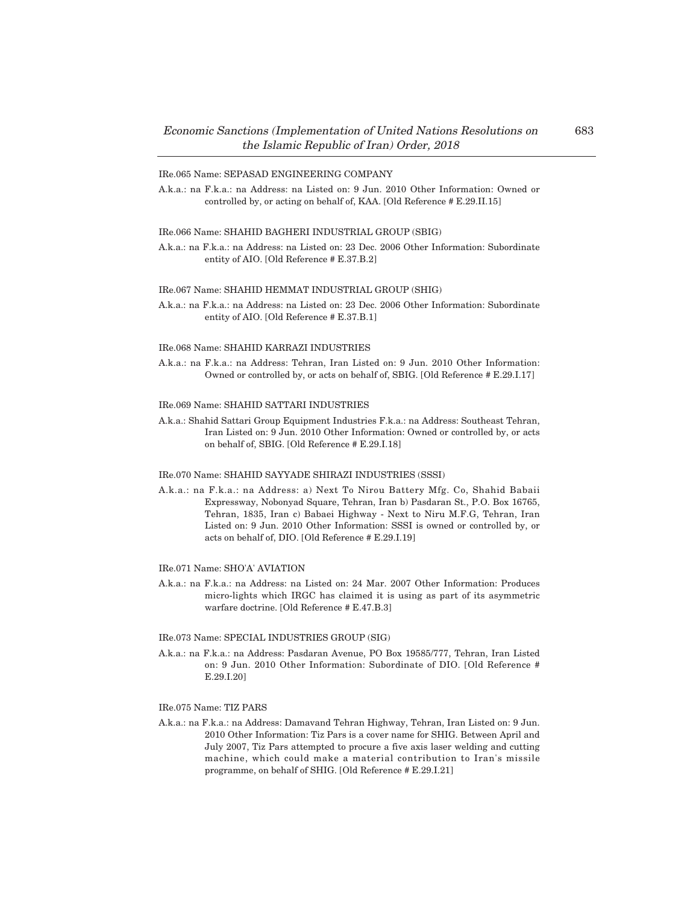IRe.065 Name: SEPASAD ENGINEERING COMPANY

A.k.a.: na F.k.a.: na Address: na Listed on: 9 Jun. 2010 Other Information: Owned or controlled by, or acting on behalf of, KAA. [Old Reference # E.29.II.15]

IRe.066 Name: SHAHID BAGHERI INDUSTRIAL GROUP (SBIG)

A.k.a.: na F.k.a.: na Address: na Listed on: 23 Dec. 2006 Other Information: Subordinate entity of AIO. [Old Reference # E.37.B.2]

IRe.067 Name: SHAHID HEMMAT INDUSTRIAL GROUP (SHIG)

A.k.a.: na F.k.a.: na Address: na Listed on: 23 Dec. 2006 Other Information: Subordinate entity of AIO. [Old Reference # E.37.B.1]

IRe.068 Name: SHAHID KARRAZI INDUSTRIES

A.k.a.: na F.k.a.: na Address: Tehran, Iran Listed on: 9 Jun. 2010 Other Information: Owned or controlled by, or acts on behalf of, SBIG. [Old Reference # E.29.I.17]

IRe.069 Name: SHAHID SATTARI INDUSTRIES

A.k.a.: Shahid Sattari Group Equipment Industries F.k.a.: na Address: Southeast Tehran, Iran Listed on: 9 Jun. 2010 Other Information: Owned or controlled by, or acts on behalf of, SBIG. [Old Reference # E.29.I.18]

IRe.070 Name: SHAHID SAYYADE SHIRAZI INDUSTRIES (SSSI)

A.k.a.: na F.k.a.: na Address: a) Next To Nirou Battery Mfg. Co, Shahid Babaii Expressway, Nobonyad Square, Tehran, Iran b) Pasdaran St., P.O. Box 16765, Tehran, 1835, Iran c) Babaei Highway - Next to Niru M.F.G, Tehran, Iran Listed on: 9 Jun. 2010 Other Information: SSSI is owned or controlled by, or acts on behalf of, DIO. [Old Reference # E.29.I.19]

IRe.071 Name: SHO'A' AVIATION

A.k.a.: na F.k.a.: na Address: na Listed on: 24 Mar. 2007 Other Information: Produces micro-lights which IRGC has claimed it is using as part of its asymmetric warfare doctrine. [Old Reference # E.47.B.3]

IRe.073 Name: SPECIAL INDUSTRIES GROUP (SIG)

A.k.a.: na F.k.a.: na Address: Pasdaran Avenue, PO Box 19585/777, Tehran, Iran Listed on: 9 Jun. 2010 Other Information: Subordinate of DIO. [Old Reference # E.29.I.20]

IRe.075 Name: TIZ PARS

A.k.a.: na F.k.a.: na Address: Damavand Tehran Highway, Tehran, Iran Listed on: 9 Jun. 2010 Other Information: Tiz Pars is a cover name for SHIG. Between April and July 2007, Tiz Pars attempted to procure a five axis laser welding and cutting machine, which could make a material contribution to Iran's missile programme, on behalf of SHIG. [Old Reference # E.29.I.21]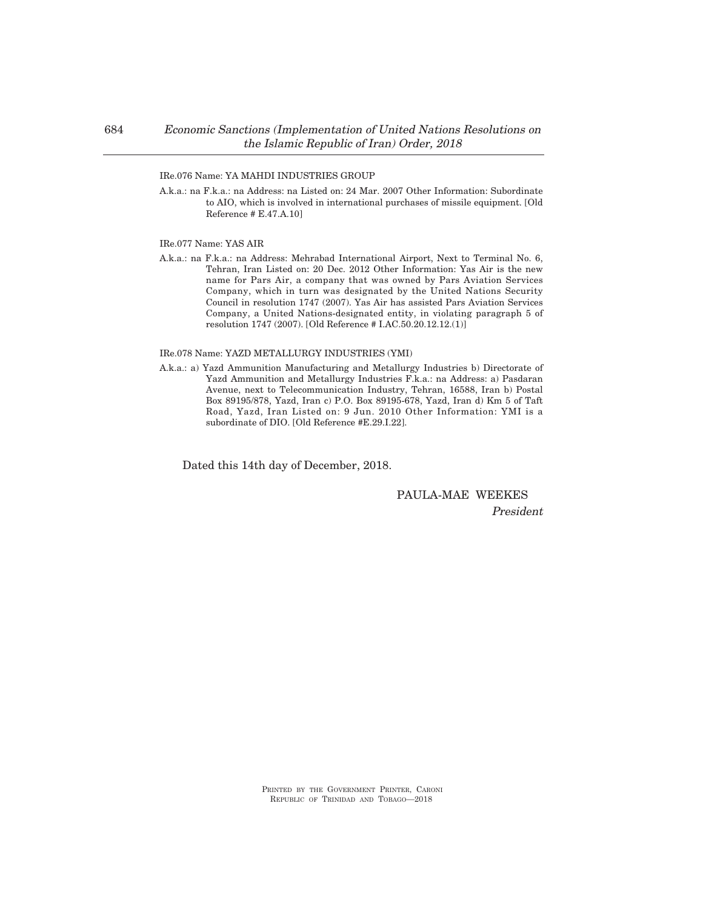IRe.076 Name: YA MAHDI INDUSTRIES GROUP

A.k.a.: na F.k.a.: na Address: na Listed on: 24 Mar. 2007 Other Information: Subordinate to AIO, which is involved in international purchases of missile equipment. [Old Reference # E.47.A.10]

IRe.077 Name: YAS AIR

A.k.a.: na F.k.a.: na Address: Mehrabad International Airport, Next to Terminal No. 6, Tehran, Iran Listed on: 20 Dec. 2012 Other Information: Yas Air is the new name for Pars Air, a company that was owned by Pars Aviation Services Company, which in turn was designated by the United Nations Security Council in resolution 1747 (2007). Yas Air has assisted Pars Aviation Services Company, a United Nations-designated entity, in violating paragraph 5 of resolution 1747 (2007). [Old Reference # I.AC.50.20.12.12.(1)]

IRe.078 Name: YAZD METALLURGY INDUSTRIES (YMI)

A.k.a.: a) Yazd Ammunition Manufacturing and Metallurgy Industries b) Directorate of Yazd Ammunition and Metallurgy Industries F.k.a.: na Address: a) Pasdaran Avenue, next to Telecommunication Industry, Tehran, 16588, Iran b) Postal Box 89195/878, Yazd, Iran c) P.O. Box 89195-678, Yazd, Iran d) Km 5 of Taft Road, Yazd, Iran Listed on: 9 Jun. 2010 Other Information: YMI is a subordinate of DIO. [Old Reference #E.29.I.22].

Dated this 14th day of December, 2018.

PAULA-MAE WEEKES
*President*

PRINTED BY THE GOVERNMENT PRINTER, CARONI
REPUBLIC OF TRINIDAD AND TOBAGO—2018